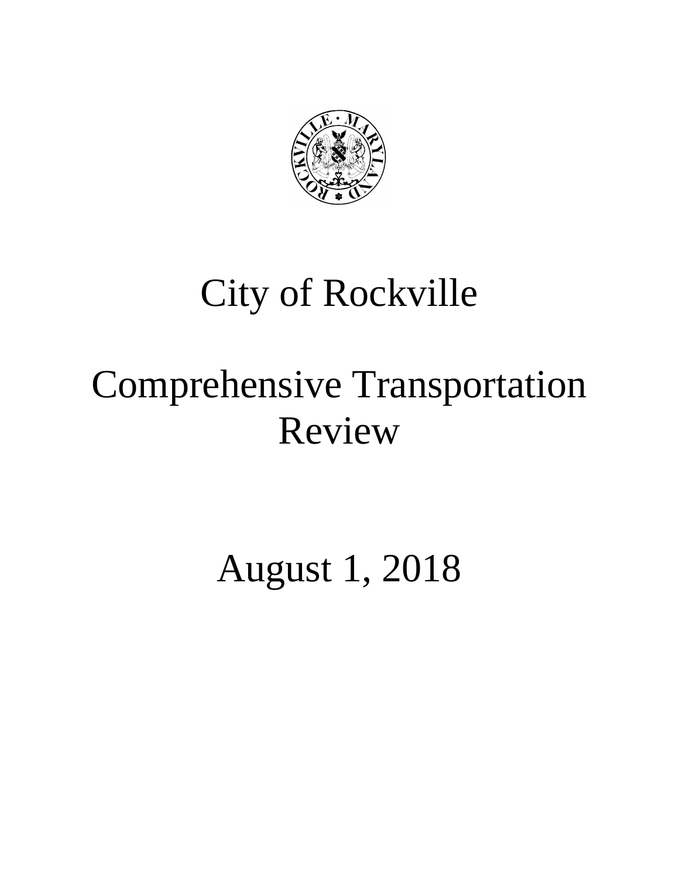# City of Rockville

# Comprehensive Transportation Review

## August 1, 2018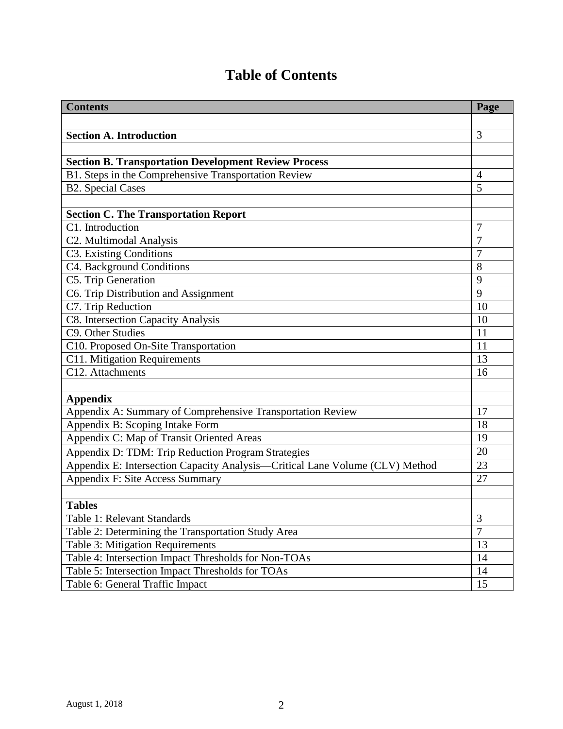# Table of Contents

| Contents | Page |
|---|---|
| | |
| **Section A. Introduction** | 3 |
| | |
| **Section B. Transportation Development Review Process** | |
| B1. Steps in the Comprehensive Transportation Review | 4 |
| B2. Special Cases | 5 |
| | |
| **Section C. The Transportation Report** | |
| C1. Introduction | 7 |
| C2. Multimodal Analysis | 7 |
| C3. Existing Conditions | 7 |
| C4. Background Conditions | 8 |
| C5. Trip Generation | 9 |
| C6. Trip Distribution and Assignment | 9 |
| C7. Trip Reduction | 10 |
| C8. Intersection Capacity Analysis | 10 |
| C9. Other Studies | 11 |
| C10. Proposed On-Site Transportation | 11 |
| C11. Mitigation Requirements | 13 |
| C12. Attachments | 16 |
| | |
| **Appendix** | |
| Appendix A: Summary of Comprehensive Transportation Review | 17 |
| Appendix B: Scoping Intake Form | 18 |
| Appendix C: Map of Transit Oriented Areas | 19 |
| Appendix D: TDM: Trip Reduction Program Strategies | 20 |
| Appendix E: Intersection Capacity Analysis—Critical Lane Volume (CLV) Method | 23 |
| Appendix F: Site Access Summary | 27 |
| | |
| **Tables** | |
| Table 1: Relevant Standards | 3 |
| Table 2: Determining the Transportation Study Area | 7 |
| Table 3: Mitigation Requirements | 13 |
| Table 4: Intersection Impact Thresholds for Non-TOAs | 14 |
| Table 5: Intersection Impact Thresholds for TOAs | 14 |
| Table 6: General Traffic Impact | 15 |

August 1, 2018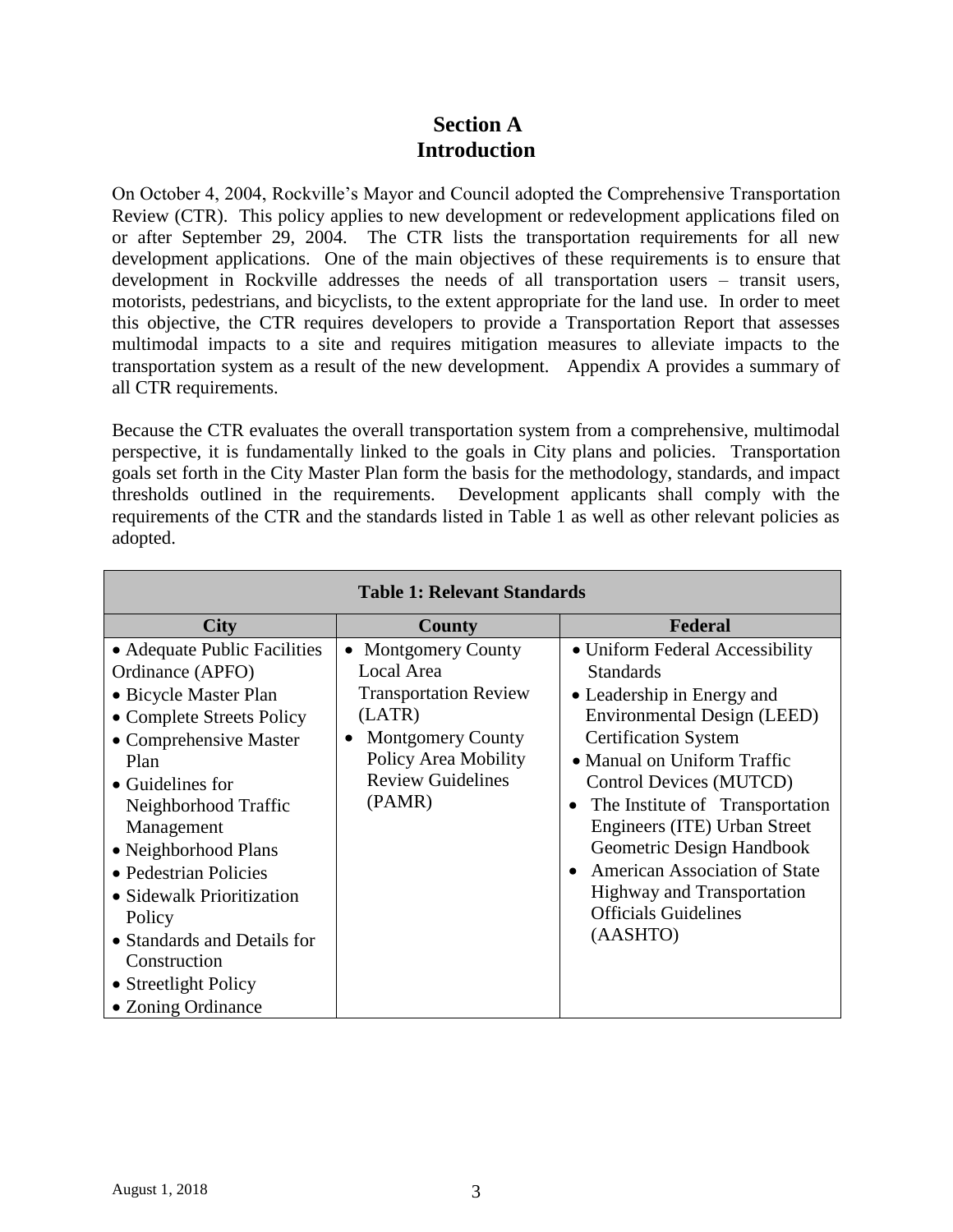# Section A
# Introduction

On October 4, 2004, Rockville's Mayor and Council adopted the Comprehensive Transportation Review (CTR). This policy applies to new development or redevelopment applications filed on or after September 29, 2004. The CTR lists the transportation requirements for all new development applications. One of the main objectives of these requirements is to ensure that development in Rockville addresses the needs of all transportation users – transit users, motorists, pedestrians, and bicyclists, to the extent appropriate for the land use. In order to meet this objective, the CTR requires developers to provide a Transportation Report that assesses multimodal impacts to a site and requires mitigation measures to alleviate impacts to the transportation system as a result of the new development. Appendix A provides a summary of all CTR requirements.

Because the CTR evaluates the overall transportation system from a comprehensive, multimodal perspective, it is fundamentally linked to the goals in City plans and policies. Transportation goals set forth in the City Master Plan form the basis for the methodology, standards, and impact thresholds outlined in the requirements. Development applicants shall comply with the requirements of the CTR and the standards listed in Table 1 as well as other relevant policies as adopted.

**Table 1: Relevant Standards**

| City | County | Federal |
|---|---|---|
| • Adequate Public Facilities Ordinance (APFO)<br>• Bicycle Master Plan<br>• Complete Streets Policy<br>• Comprehensive Master Plan<br>• Guidelines for Neighborhood Traffic Management<br>• Neighborhood Plans<br>• Pedestrian Policies<br>• Sidewalk Prioritization Policy<br>• Standards and Details for Construction<br>• Streetlight Policy<br>• Zoning Ordinance | • Montgomery County Local Area Transportation Review (LATR)<br>• Montgomery County Policy Area Mobility Review Guidelines (PAMR) | • Uniform Federal Accessibility Standards<br>• Leadership in Energy and Environmental Design (LEED) Certification System<br>• Manual on Uniform Traffic Control Devices (MUTCD)<br>• The Institute of Transportation Engineers (ITE) Urban Street Geometric Design Handbook<br>• American Association of State Highway and Transportation Officials Guidelines (AASHTO) |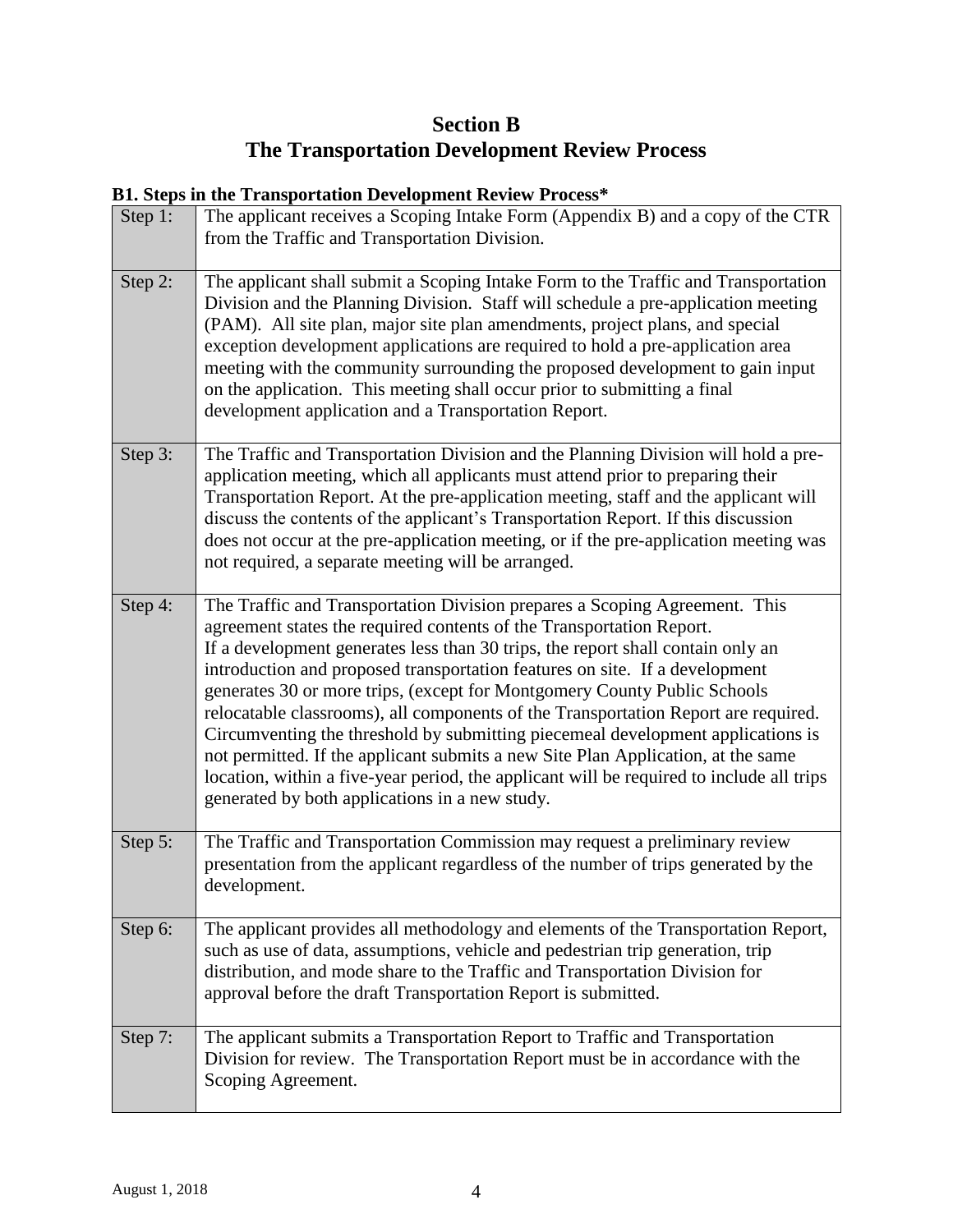# Section B
# The Transportation Development Review Process

### B1. Steps in the Transportation Development Review Process*

| Step | Description |
|---|---|
| Step 1: | The applicant receives a Scoping Intake Form (Appendix B) and a copy of the CTR from the Traffic and Transportation Division. |
| Step 2: | The applicant shall submit a Scoping Intake Form to the Traffic and Transportation Division and the Planning Division. Staff will schedule a pre-application meeting (PAM). All site plan, major site plan amendments, project plans, and special exception development applications are required to hold a pre-application area meeting with the community surrounding the proposed development to gain input on the application. This meeting shall occur prior to submitting a final development application and a Transportation Report. |
| Step 3: | The Traffic and Transportation Division and the Planning Division will hold a pre-application meeting, which all applicants must attend prior to preparing their Transportation Report. At the pre-application meeting, staff and the applicant will discuss the contents of the applicant's Transportation Report. If this discussion does not occur at the pre-application meeting, or if the pre-application meeting was not required, a separate meeting will be arranged. |
| Step 4: | The Traffic and Transportation Division prepares a Scoping Agreement. This agreement states the required contents of the Transportation Report. If a development generates less than 30 trips, the report shall contain only an introduction and proposed transportation features on site. If a development generates 30 or more trips, (except for Montgomery County Public Schools relocatable classrooms), all components of the Transportation Report are required. Circumventing the threshold by submitting piecemeal development applications is not permitted. If the applicant submits a new Site Plan Application, at the same location, within a five-year period, the applicant will be required to include all trips generated by both applications in a new study. |
| Step 5: | The Traffic and Transportation Commission may request a preliminary review presentation from the applicant regardless of the number of trips generated by the development. |
| Step 6: | The applicant provides all methodology and elements of the Transportation Report, such as use of data, assumptions, vehicle and pedestrian trip generation, trip distribution, and mode share to the Traffic and Transportation Division for approval before the draft Transportation Report is submitted. |
| Step 7: | The applicant submits a Transportation Report to Traffic and Transportation Division for review. The Transportation Report must be in accordance with the Scoping Agreement. |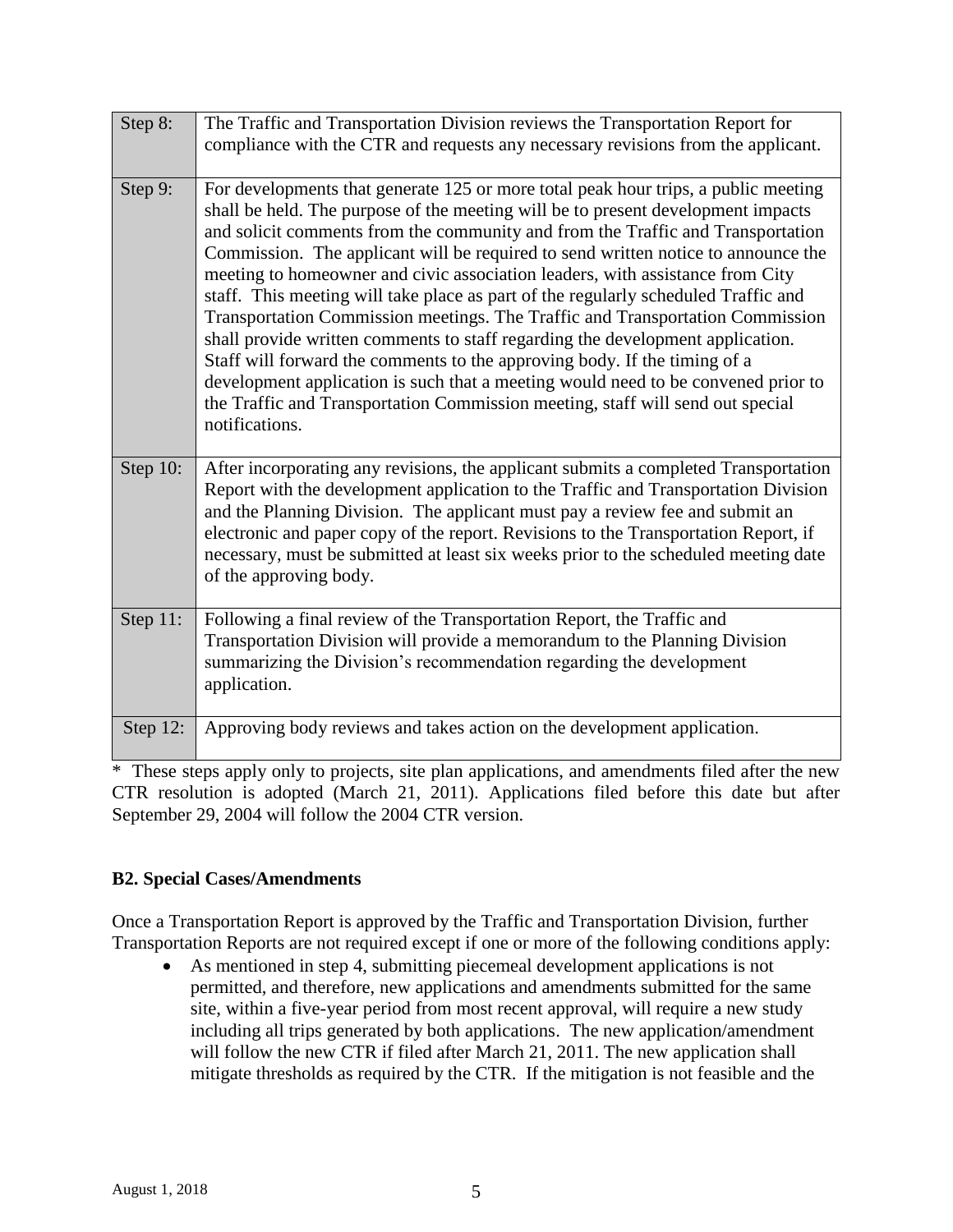| | |
|---|---|
| Step 8: | The Traffic and Transportation Division reviews the Transportation Report for compliance with the CTR and requests any necessary revisions from the applicant. |
| Step 9: | For developments that generate 125 or more total peak hour trips, a public meeting shall be held. The purpose of the meeting will be to present development impacts and solicit comments from the community and from the Traffic and Transportation Commission. The applicant will be required to send written notice to announce the meeting to homeowner and civic association leaders, with assistance from City staff. This meeting will take place as part of the regularly scheduled Traffic and Transportation Commission meetings. The Traffic and Transportation Commission shall provide written comments to staff regarding the development application. Staff will forward the comments to the approving body. If the timing of a development application is such that a meeting would need to be convened prior to the Traffic and Transportation Commission meeting, staff will send out special notifications. |
| Step 10: | After incorporating any revisions, the applicant submits a completed Transportation Report with the development application to the Traffic and Transportation Division and the Planning Division. The applicant must pay a review fee and submit an electronic and paper copy of the report. Revisions to the Transportation Report, if necessary, must be submitted at least six weeks prior to the scheduled meeting date of the approving body. |
| Step 11: | Following a final review of the Transportation Report, the Traffic and Transportation Division will provide a memorandum to the Planning Division summarizing the Division's recommendation regarding the development application. |
| Step 12: | Approving body reviews and takes action on the development application. |

* These steps apply only to projects, site plan applications, and amendments filed after the new CTR resolution is adopted (March 21, 2011). Applications filed before this date but after September 29, 2004 will follow the 2004 CTR version.

**B2. Special Cases/Amendments**

Once a Transportation Report is approved by the Traffic and Transportation Division, further Transportation Reports are not required except if one or more of the following conditions apply:

- As mentioned in step 4, submitting piecemeal development applications is not permitted, and therefore, new applications and amendments submitted for the same site, within a five-year period from most recent approval, will require a new study including all trips generated by both applications. The new application/amendment will follow the new CTR if filed after March 21, 2011. The new application shall mitigate thresholds as required by the CTR. If the mitigation is not feasible and the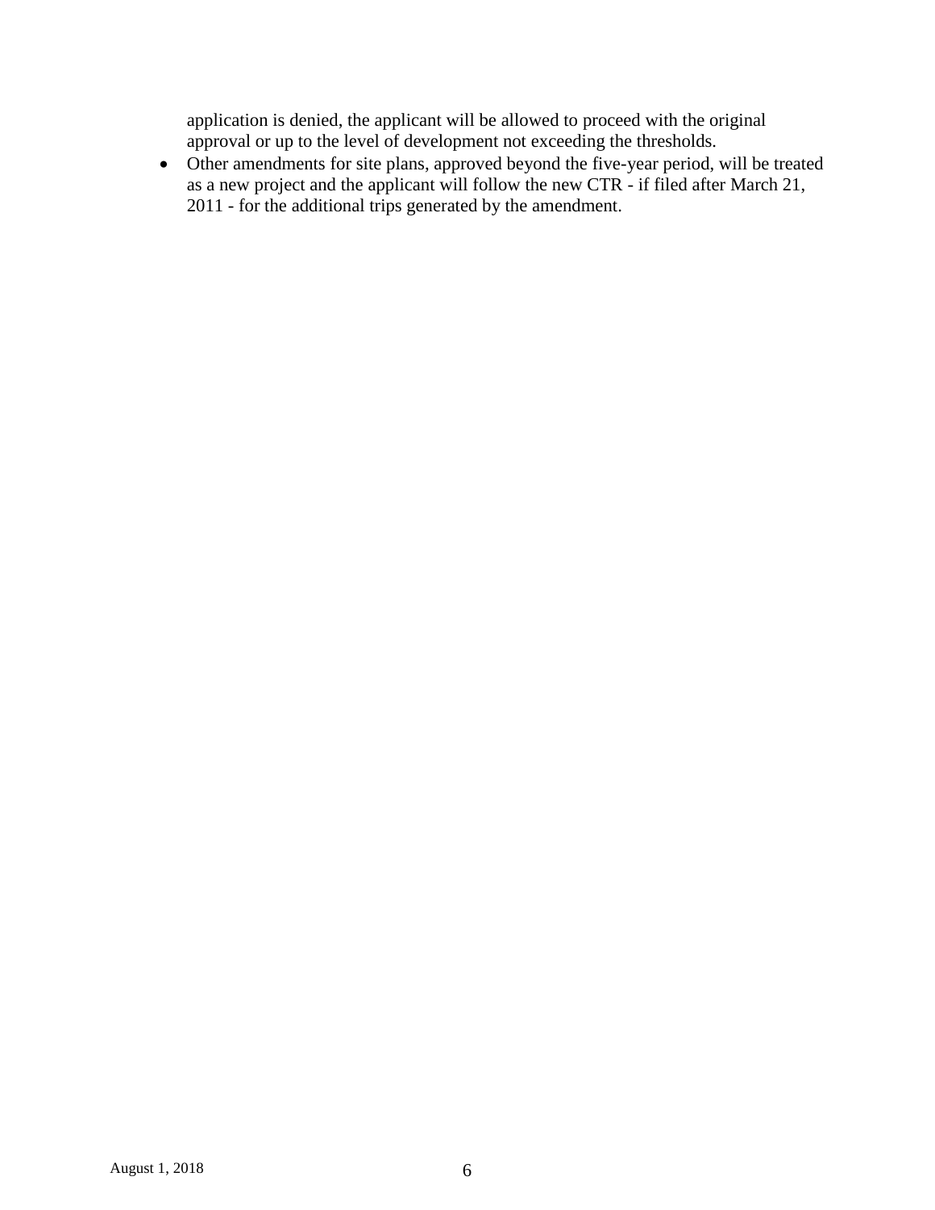application is denied, the applicant will be allowed to proceed with the original approval or up to the level of development not exceeding the thresholds.

- Other amendments for site plans, approved beyond the five-year period, will be treated as a new project and the applicant will follow the new CTR - if filed after March 21, 2011 - for the additional trips generated by the amendment.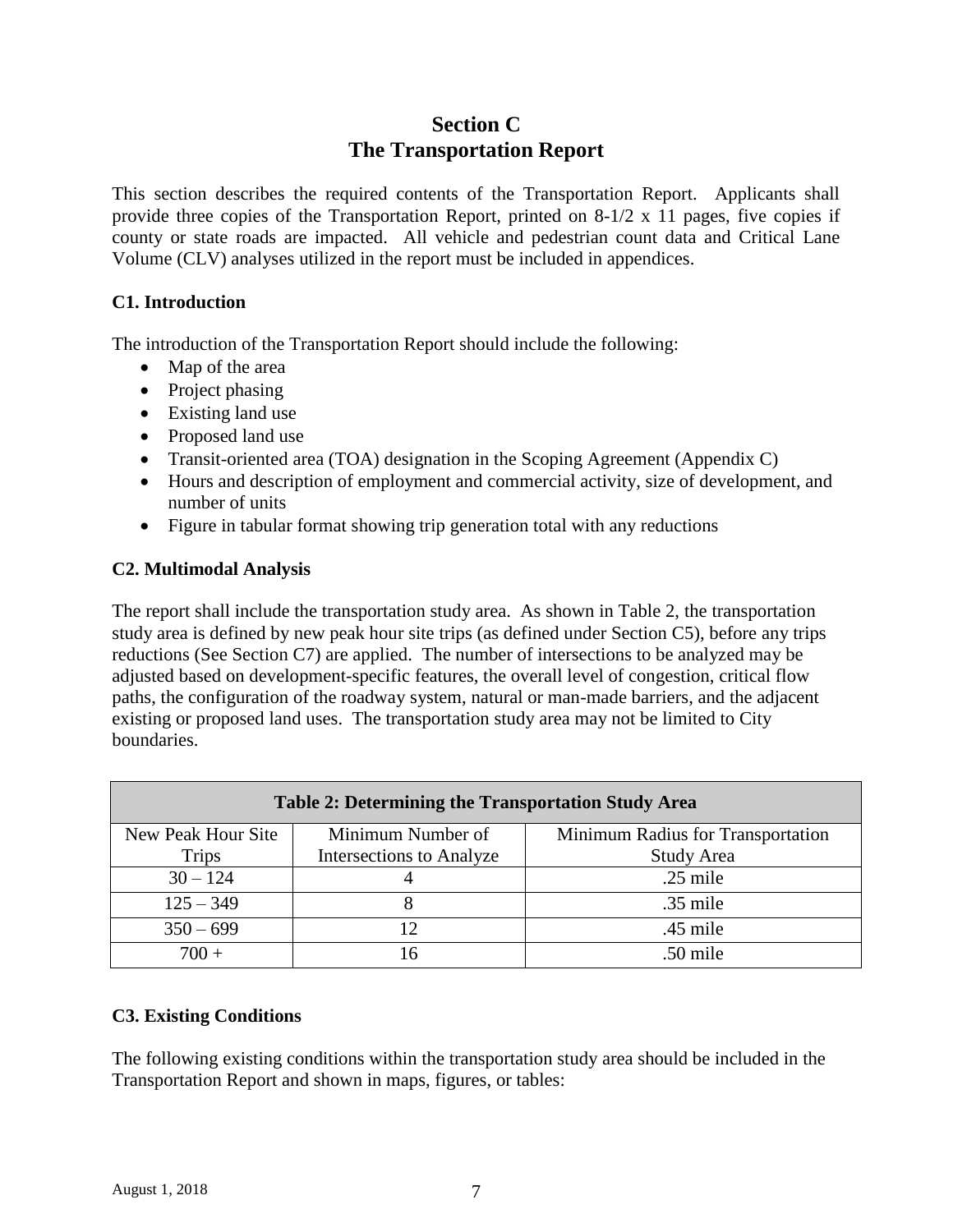# Section C
# The Transportation Report

This section describes the required contents of the Transportation Report. Applicants shall provide three copies of the Transportation Report, printed on 8-1/2 x 11 pages, five copies if county or state roads are impacted. All vehicle and pedestrian count data and Critical Lane Volume (CLV) analyses utilized in the report must be included in appendices.

### C1. Introduction

The introduction of the Transportation Report should include the following:

- Map of the area
- Project phasing
- Existing land use
- Proposed land use
- Transit-oriented area (TOA) designation in the Scoping Agreement (Appendix C)
- Hours and description of employment and commercial activity, size of development, and number of units
- Figure in tabular format showing trip generation total with any reductions

### C2. Multimodal Analysis

The report shall include the transportation study area. As shown in Table 2, the transportation study area is defined by new peak hour site trips (as defined under Section C5), before any trips reductions (See Section C7) are applied. The number of intersections to be analyzed may be adjusted based on development-specific features, the overall level of congestion, critical flow paths, the configuration of the roadway system, natural or man-made barriers, and the adjacent existing or proposed land uses. The transportation study area may not be limited to City boundaries.

**Table 2: Determining the Transportation Study Area**

| New Peak Hour Site Trips | Minimum Number of Intersections to Analyze | Minimum Radius for Transportation Study Area |
|---|---|---|
| 30 – 124 | 4 | .25 mile |
| 125 – 349 | 8 | .35 mile |
| 350 – 699 | 12 | .45 mile |
| 700 + | 16 | .50 mile |

### C3. Existing Conditions

The following existing conditions within the transportation study area should be included in the Transportation Report and shown in maps, figures, or tables: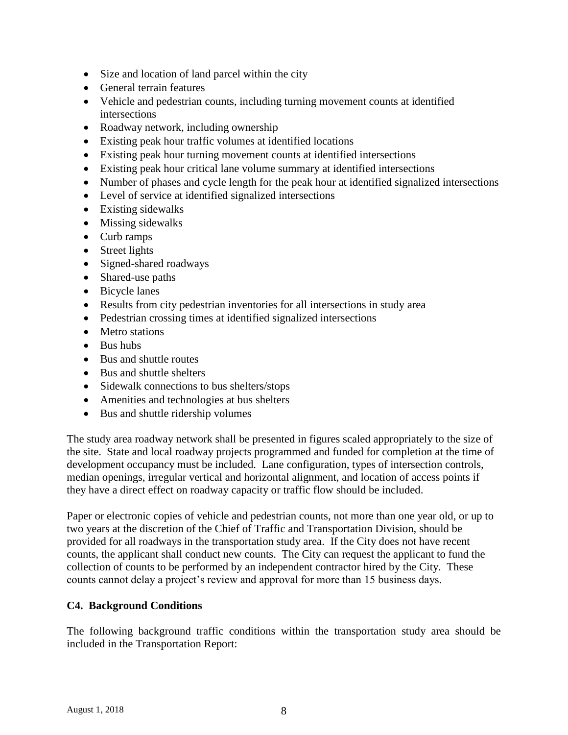- Size and location of land parcel within the city
- General terrain features
- Vehicle and pedestrian counts, including turning movement counts at identified intersections
- Roadway network, including ownership
- Existing peak hour traffic volumes at identified locations
- Existing peak hour turning movement counts at identified intersections
- Existing peak hour critical lane volume summary at identified intersections
- Number of phases and cycle length for the peak hour at identified signalized intersections
- Level of service at identified signalized intersections
- Existing sidewalks
- Missing sidewalks
- Curb ramps
- Street lights
- Signed-shared roadways
- Shared-use paths
- Bicycle lanes
- Results from city pedestrian inventories for all intersections in study area
- Pedestrian crossing times at identified signalized intersections
- Metro stations
- Bus hubs
- Bus and shuttle routes
- Bus and shuttle shelters
- Sidewalk connections to bus shelters/stops
- Amenities and technologies at bus shelters
- Bus and shuttle ridership volumes

The study area roadway network shall be presented in figures scaled appropriately to the size of the site. State and local roadway projects programmed and funded for completion at the time of development occupancy must be included. Lane configuration, types of intersection controls, median openings, irregular vertical and horizontal alignment, and location of access points if they have a direct effect on roadway capacity or traffic flow should be included.

Paper or electronic copies of vehicle and pedestrian counts, not more than one year old, or up to two years at the discretion of the Chief of Traffic and Transportation Division, should be provided for all roadways in the transportation study area. If the City does not have recent counts, the applicant shall conduct new counts. The City can request the applicant to fund the collection of counts to be performed by an independent contractor hired by the City. These counts cannot delay a project's review and approval for more than 15 business days.

### C4. Background Conditions

The following background traffic conditions within the transportation study area should be included in the Transportation Report: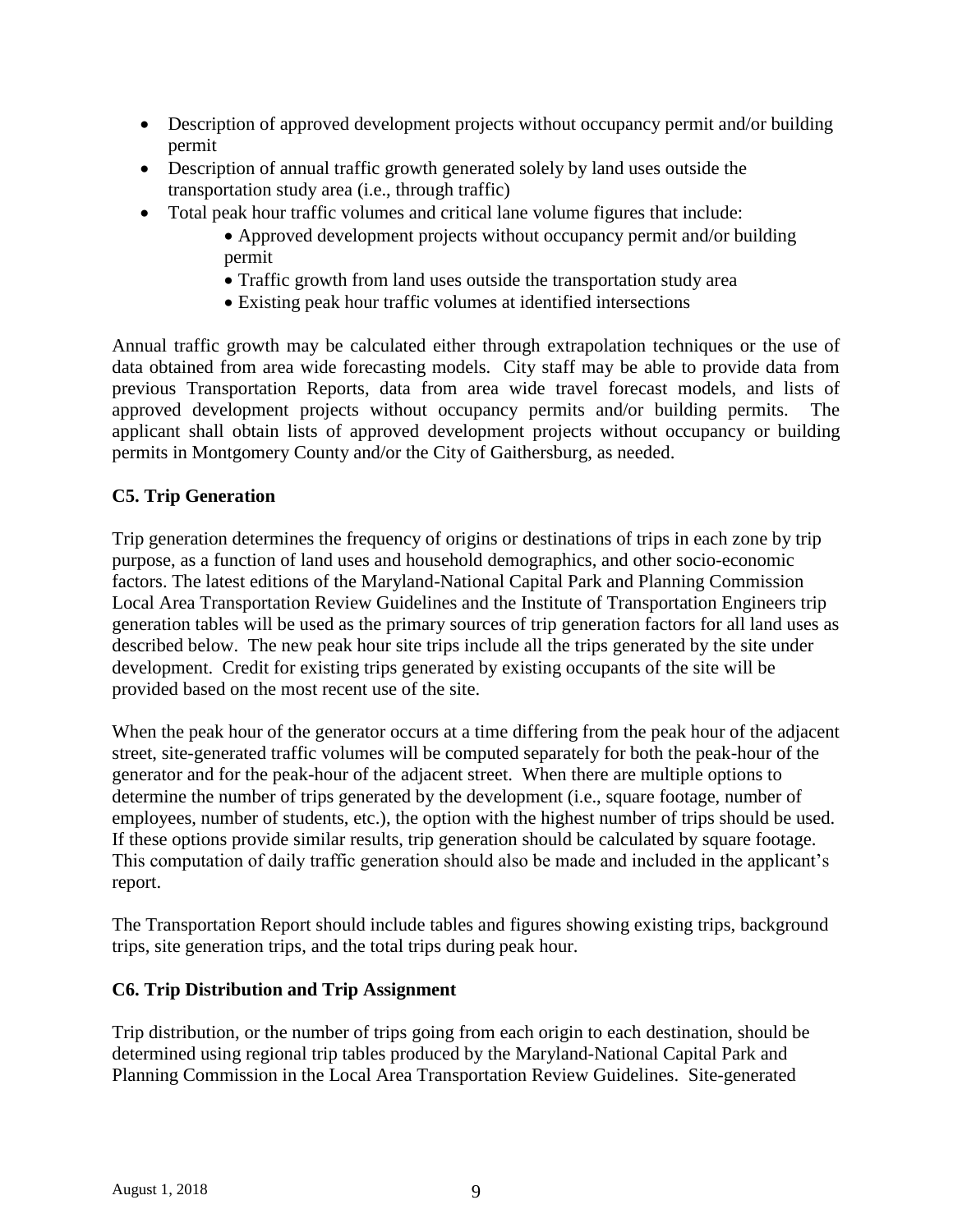- Description of approved development projects without occupancy permit and/or building permit
- Description of annual traffic growth generated solely by land uses outside the transportation study area (i.e., through traffic)
- Total peak hour traffic volumes and critical lane volume figures that include:
    - Approved development projects without occupancy permit and/or building permit
    - Traffic growth from land uses outside the transportation study area
    - Existing peak hour traffic volumes at identified intersections

Annual traffic growth may be calculated either through extrapolation techniques or the use of data obtained from area wide forecasting models. City staff may be able to provide data from previous Transportation Reports, data from area wide travel forecast models, and lists of approved development projects without occupancy permits and/or building permits. The applicant shall obtain lists of approved development projects without occupancy or building permits in Montgomery County and/or the City of Gaithersburg, as needed.

**C5. Trip Generation**

Trip generation determines the frequency of origins or destinations of trips in each zone by trip purpose, as a function of land uses and household demographics, and other socio-economic factors. The latest editions of the Maryland-National Capital Park and Planning Commission Local Area Transportation Review Guidelines and the Institute of Transportation Engineers trip generation tables will be used as the primary sources of trip generation factors for all land uses as described below. The new peak hour site trips include all the trips generated by the site under development. Credit for existing trips generated by existing occupants of the site will be provided based on the most recent use of the site.

When the peak hour of the generator occurs at a time differing from the peak hour of the adjacent street, site-generated traffic volumes will be computed separately for both the peak-hour of the generator and for the peak-hour of the adjacent street. When there are multiple options to determine the number of trips generated by the development (i.e., square footage, number of employees, number of students, etc.), the option with the highest number of trips should be used. If these options provide similar results, trip generation should be calculated by square footage. This computation of daily traffic generation should also be made and included in the applicant's report.

The Transportation Report should include tables and figures showing existing trips, background trips, site generation trips, and the total trips during peak hour.

**C6. Trip Distribution and Trip Assignment**

Trip distribution, or the number of trips going from each origin to each destination, should be determined using regional trip tables produced by the Maryland-National Capital Park and Planning Commission in the Local Area Transportation Review Guidelines. Site-generated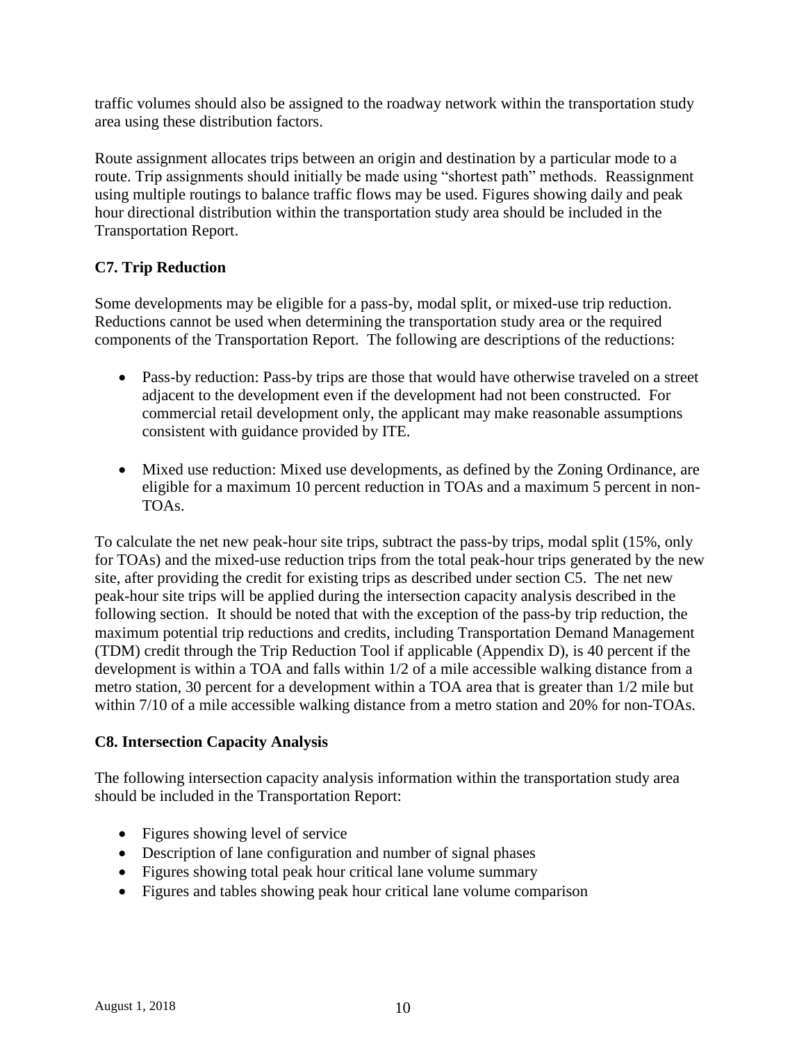traffic volumes should also be assigned to the roadway network within the transportation study area using these distribution factors.

Route assignment allocates trips between an origin and destination by a particular mode to a route. Trip assignments should initially be made using "shortest path" methods. Reassignment using multiple routings to balance traffic flows may be used. Figures showing daily and peak hour directional distribution within the transportation study area should be included in the Transportation Report.

### C7. Trip Reduction

Some developments may be eligible for a pass-by, modal split, or mixed-use trip reduction. Reductions cannot be used when determining the transportation study area or the required components of the Transportation Report. The following are descriptions of the reductions:

- Pass-by reduction: Pass-by trips are those that would have otherwise traveled on a street adjacent to the development even if the development had not been constructed. For commercial retail development only, the applicant may make reasonable assumptions consistent with guidance provided by ITE.

- Mixed use reduction: Mixed use developments, as defined by the Zoning Ordinance, are eligible for a maximum 10 percent reduction in TOAs and a maximum 5 percent in non-TOAs.

To calculate the net new peak-hour site trips, subtract the pass-by trips, modal split (15%, only for TOAs) and the mixed-use reduction trips from the total peak-hour trips generated by the new site, after providing the credit for existing trips as described under section C5. The net new peak-hour site trips will be applied during the intersection capacity analysis described in the following section. It should be noted that with the exception of the pass-by trip reduction, the maximum potential trip reductions and credits, including Transportation Demand Management (TDM) credit through the Trip Reduction Tool if applicable (Appendix D), is 40 percent if the development is within a TOA and falls within 1/2 of a mile accessible walking distance from a metro station, 30 percent for a development within a TOA area that is greater than 1/2 mile but within 7/10 of a mile accessible walking distance from a metro station and 20% for non-TOAs.

### C8. Intersection Capacity Analysis

The following intersection capacity analysis information within the transportation study area should be included in the Transportation Report:

- Figures showing level of service
- Description of lane configuration and number of signal phases
- Figures showing total peak hour critical lane volume summary
- Figures and tables showing peak hour critical lane volume comparison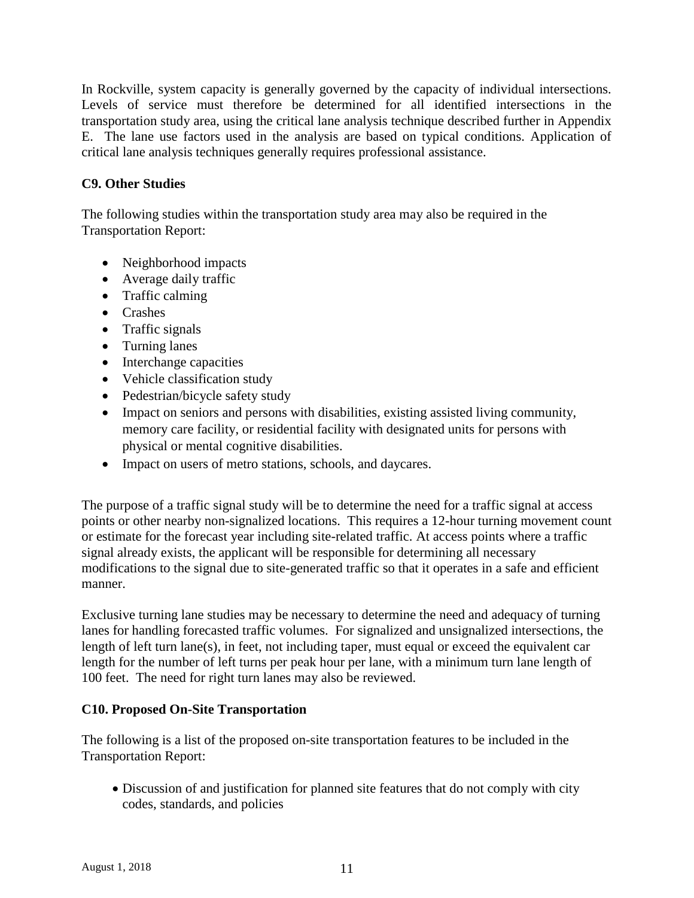In Rockville, system capacity is generally governed by the capacity of individual intersections. Levels of service must therefore be determined for all identified intersections in the transportation study area, using the critical lane analysis technique described further in Appendix E. The lane use factors used in the analysis are based on typical conditions. Application of critical lane analysis techniques generally requires professional assistance.

### C9. Other Studies

The following studies within the transportation study area may also be required in the Transportation Report:

- Neighborhood impacts
- Average daily traffic
- Traffic calming
- Crashes
- Traffic signals
- Turning lanes
- Interchange capacities
- Vehicle classification study
- Pedestrian/bicycle safety study
- Impact on seniors and persons with disabilities, existing assisted living community, memory care facility, or residential facility with designated units for persons with physical or mental cognitive disabilities.
- Impact on users of metro stations, schools, and daycares.

The purpose of a traffic signal study will be to determine the need for a traffic signal at access points or other nearby non-signalized locations. This requires a 12-hour turning movement count or estimate for the forecast year including site-related traffic. At access points where a traffic signal already exists, the applicant will be responsible for determining all necessary modifications to the signal due to site-generated traffic so that it operates in a safe and efficient manner.

Exclusive turning lane studies may be necessary to determine the need and adequacy of turning lanes for handling forecasted traffic volumes. For signalized and unsignalized intersections, the length of left turn lane(s), in feet, not including taper, must equal or exceed the equivalent car length for the number of left turns per peak hour per lane, with a minimum turn lane length of 100 feet. The need for right turn lanes may also be reviewed.

### C10. Proposed On-Site Transportation

The following is a list of the proposed on-site transportation features to be included in the Transportation Report:

- Discussion of and justification for planned site features that do not comply with city codes, standards, and policies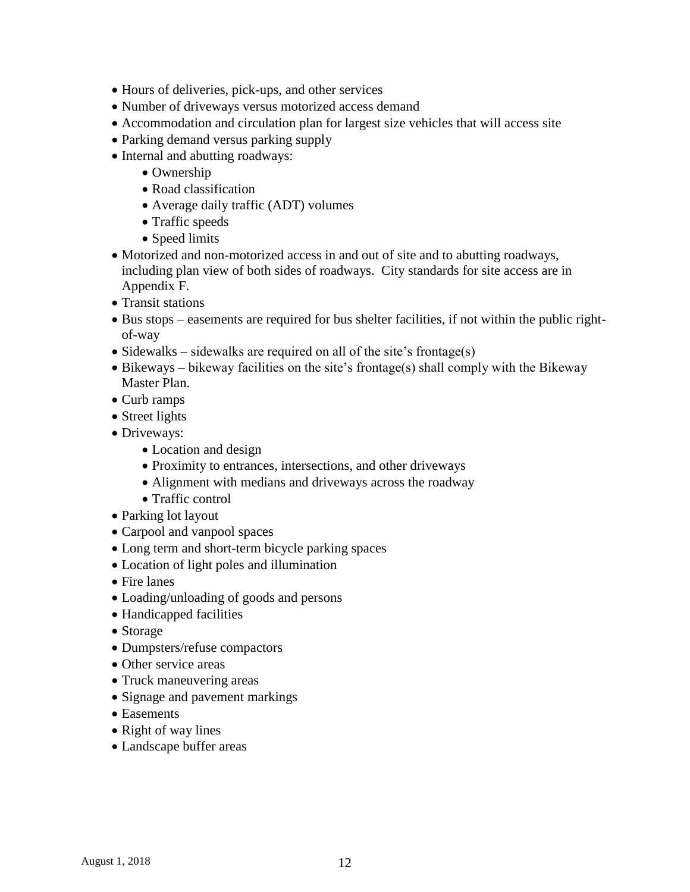- Hours of deliveries, pick-ups, and other services
- Number of driveways versus motorized access demand
- Accommodation and circulation plan for largest size vehicles that will access site
- Parking demand versus parking supply
- Internal and abutting roadways:
    - Ownership
    - Road classification
    - Average daily traffic (ADT) volumes
    - Traffic speeds
    - Speed limits
- Motorized and non-motorized access in and out of site and to abutting roadways, including plan view of both sides of roadways. City standards for site access are in Appendix F.
- Transit stations
- Bus stops – easements are required for bus shelter facilities, if not within the public right-of-way
- Sidewalks – sidewalks are required on all of the site's frontage(s)
- Bikeways – bikeway facilities on the site's frontage(s) shall comply with the Bikeway Master Plan.
- Curb ramps
- Street lights
- Driveways:
    - Location and design
    - Proximity to entrances, intersections, and other driveways
    - Alignment with medians and driveways across the roadway
    - Traffic control
- Parking lot layout
- Carpool and vanpool spaces
- Long term and short-term bicycle parking spaces
- Location of light poles and illumination
- Fire lanes
- Loading/unloading of goods and persons
- Handicapped facilities
- Storage
- Dumpsters/refuse compactors
- Other service areas
- Truck maneuvering areas
- Signage and pavement markings
- Easements
- Right of way lines
- Landscape buffer areas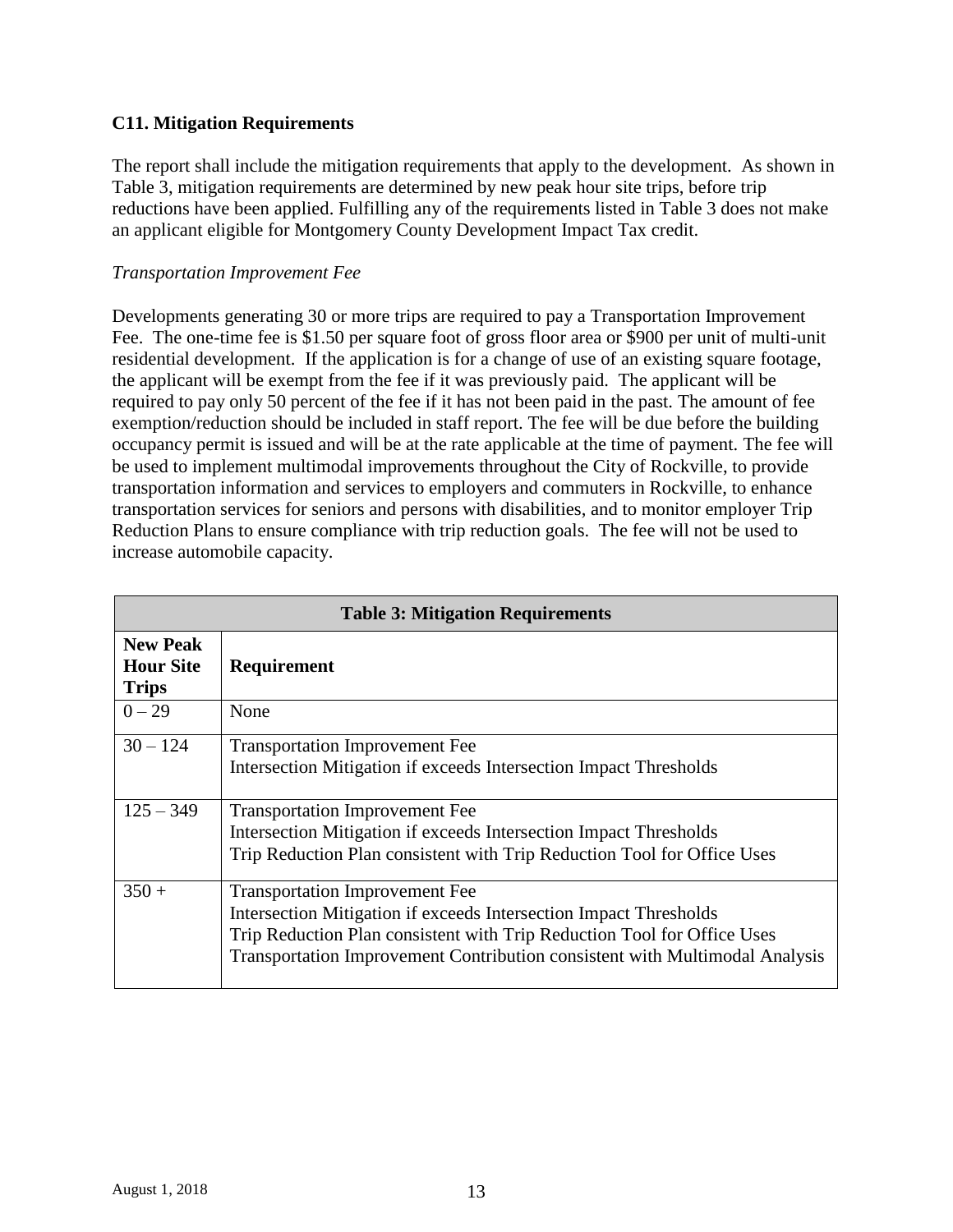### C11. Mitigation Requirements

The report shall include the mitigation requirements that apply to the development. As shown in Table 3, mitigation requirements are determined by new peak hour site trips, before trip reductions have been applied. Fulfilling any of the requirements listed in Table 3 does not make an applicant eligible for Montgomery County Development Impact Tax credit.

*Transportation Improvement Fee*

Developments generating 30 or more trips are required to pay a Transportation Improvement Fee. The one-time fee is $1.50 per square foot of gross floor area or $900 per unit of multi-unit residential development. If the application is for a change of use of an existing square footage, the applicant will be exempt from the fee if it was previously paid. The applicant will be required to pay only 50 percent of the fee if it has not been paid in the past. The amount of fee exemption/reduction should be included in staff report. The fee will be due before the building occupancy permit is issued and will be at the rate applicable at the time of payment. The fee will be used to implement multimodal improvements throughout the City of Rockville, to provide transportation information and services to employers and commuters in Rockville, to enhance transportation services for seniors and persons with disabilities, and to monitor employer Trip Reduction Plans to ensure compliance with trip reduction goals. The fee will not be used to increase automobile capacity.

**Table 3: Mitigation Requirements**

| New Peak Hour Site Trips | Requirement |
|---|---|
| 0 – 29 | None |
| 30 – 124 | Transportation Improvement Fee<br>Intersection Mitigation if exceeds Intersection Impact Thresholds |
| 125 – 349 | Transportation Improvement Fee<br>Intersection Mitigation if exceeds Intersection Impact Thresholds<br>Trip Reduction Plan consistent with Trip Reduction Tool for Office Uses |
| 350 + | Transportation Improvement Fee<br>Intersection Mitigation if exceeds Intersection Impact Thresholds<br>Trip Reduction Plan consistent with Trip Reduction Tool for Office Uses<br>Transportation Improvement Contribution consistent with Multimodal Analysis |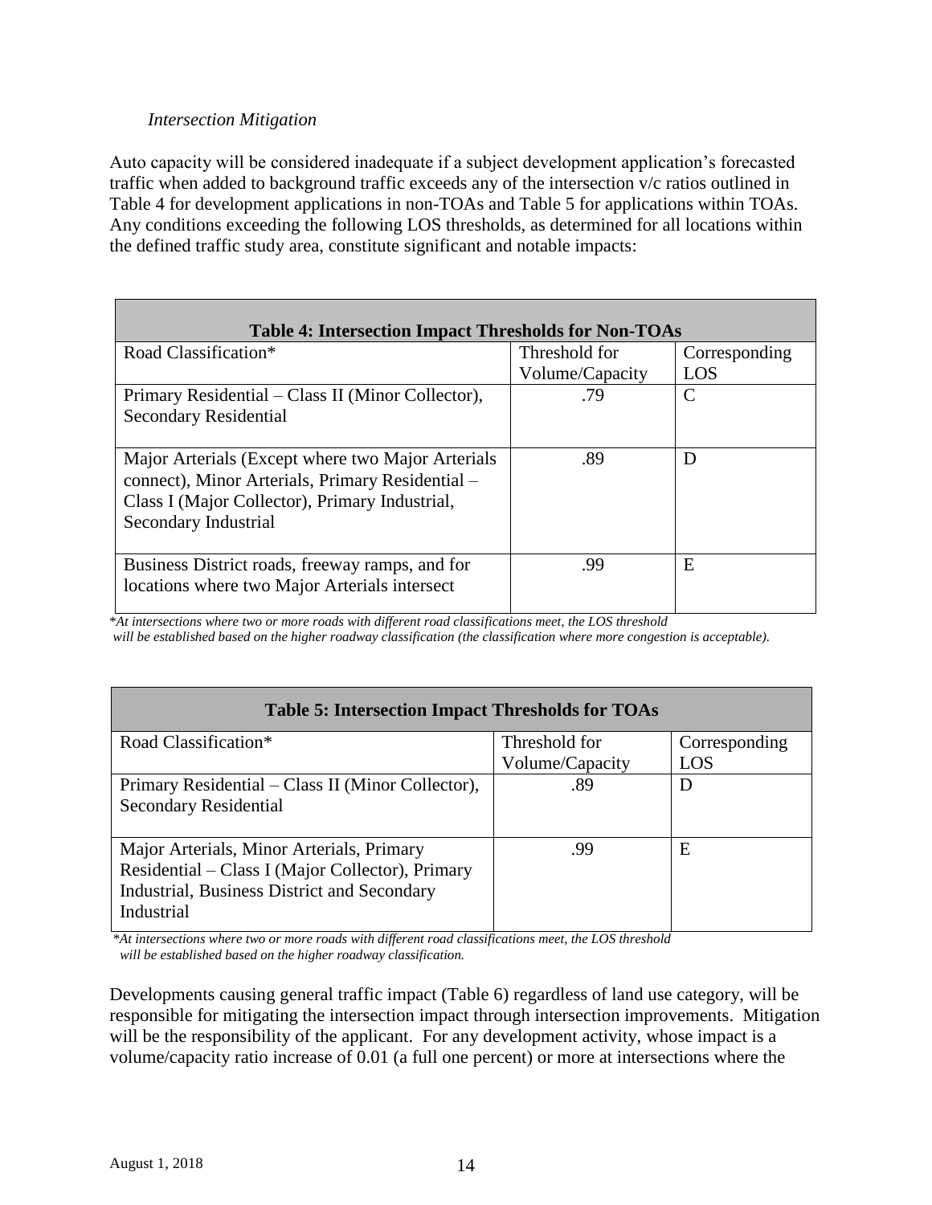*Intersection Mitigation*

Auto capacity will be considered inadequate if a subject development application's forecasted traffic when added to background traffic exceeds any of the intersection v/c ratios outlined in Table 4 for development applications in non-TOAs and Table 5 for applications within TOAs. Any conditions exceeding the following LOS thresholds, as determined for all locations within the defined traffic study area, constitute significant and notable impacts:

**Table 4: Intersection Impact Thresholds for Non-TOAs**

| Road Classification* | Threshold for Volume/Capacity | Corresponding LOS |
|---|---|---|
| Primary Residential – Class II (Minor Collector), Secondary Residential | .79 | C |
| Major Arterials (Except where two Major Arterials connect), Minor Arterials, Primary Residential – Class I (Major Collector), Primary Industrial, Secondary Industrial | .89 | D |
| Business District roads, freeway ramps, and for locations where two Major Arterials intersect | .99 | E |

*\*At intersections where two or more roads with different road classifications meet, the LOS threshold will be established based on the higher roadway classification (the classification where more congestion is acceptable).*

**Table 5: Intersection Impact Thresholds for TOAs**

| Road Classification* | Threshold for Volume/Capacity | Corresponding LOS |
|---|---|---|
| Primary Residential – Class II (Minor Collector), Secondary Residential | .89 | D |
| Major Arterials, Minor Arterials, Primary Residential – Class I (Major Collector), Primary Industrial, Business District and Secondary Industrial | .99 | E |

*\*At intersections where two or more roads with different road classifications meet, the LOS threshold will be established based on the higher roadway classification.*

Developments causing general traffic impact (Table 6) regardless of land use category, will be responsible for mitigating the intersection impact through intersection improvements. Mitigation will be the responsibility of the applicant. For any development activity, whose impact is a volume/capacity ratio increase of 0.01 (a full one percent) or more at intersections where the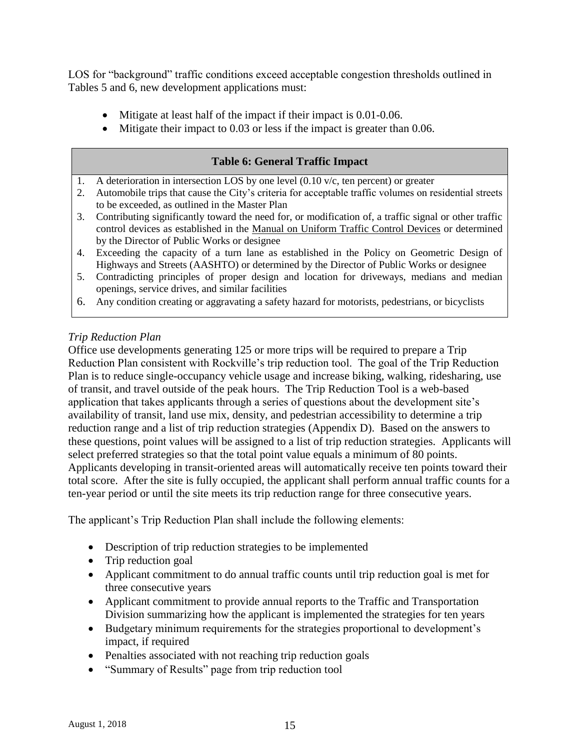LOS for "background" traffic conditions exceed acceptable congestion thresholds outlined in Tables 5 and 6, new development applications must:

- Mitigate at least half of the impact if their impact is 0.01-0.06.
- Mitigate their impact to 0.03 or less if the impact is greater than 0.06.

| Table 6: General Traffic Impact |
|---|
| 1. A deterioration in intersection LOS by one level (0.10 v/c, ten percent) or greater |
| 2. Automobile trips that cause the City's criteria for acceptable traffic volumes on residential streets to be exceeded, as outlined in the Master Plan |
| 3. Contributing significantly toward the need for, or modification of, a traffic signal or other traffic control devices as established in the Manual on Uniform Traffic Control Devices or determined by the Director of Public Works or designee |
| 4. Exceeding the capacity of a turn lane as established in the Policy on Geometric Design of Highways and Streets (AASHTO) or determined by the Director of Public Works or designee |
| 5. Contradicting principles of proper design and location for driveways, medians and median openings, service drives, and similar facilities |
| 6. Any condition creating or aggravating a safety hazard for motorists, pedestrians, or bicyclists |

*Trip Reduction Plan*

Office use developments generating 125 or more trips will be required to prepare a Trip Reduction Plan consistent with Rockville's trip reduction tool. The goal of the Trip Reduction Plan is to reduce single-occupancy vehicle usage and increase biking, walking, ridesharing, use of transit, and travel outside of the peak hours. The Trip Reduction Tool is a web-based application that takes applicants through a series of questions about the development site's availability of transit, land use mix, density, and pedestrian accessibility to determine a trip reduction range and a list of trip reduction strategies (Appendix D). Based on the answers to these questions, point values will be assigned to a list of trip reduction strategies. Applicants will select preferred strategies so that the total point value equals a minimum of 80 points. Applicants developing in transit-oriented areas will automatically receive ten points toward their total score. After the site is fully occupied, the applicant shall perform annual traffic counts for a ten-year period or until the site meets its trip reduction range for three consecutive years.

The applicant's Trip Reduction Plan shall include the following elements:

- Description of trip reduction strategies to be implemented
- Trip reduction goal
- Applicant commitment to do annual traffic counts until trip reduction goal is met for three consecutive years
- Applicant commitment to provide annual reports to the Traffic and Transportation Division summarizing how the applicant is implemented the strategies for ten years
- Budgetary minimum requirements for the strategies proportional to development's impact, if required
- Penalties associated with not reaching trip reduction goals
- "Summary of Results" page from trip reduction tool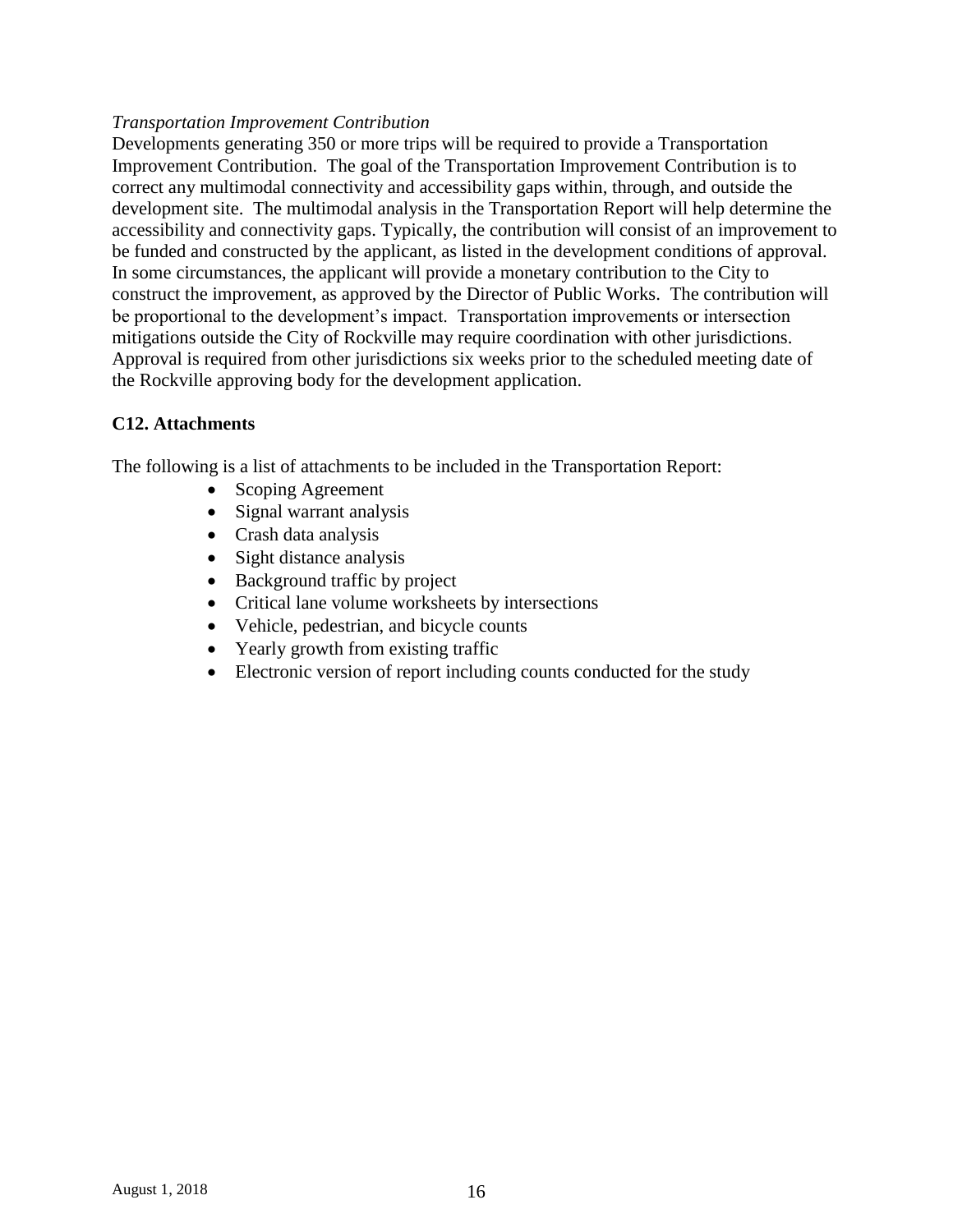*Transportation Improvement Contribution*

Developments generating 350 or more trips will be required to provide a Transportation Improvement Contribution. The goal of the Transportation Improvement Contribution is to correct any multimodal connectivity and accessibility gaps within, through, and outside the development site. The multimodal analysis in the Transportation Report will help determine the accessibility and connectivity gaps. Typically, the contribution will consist of an improvement to be funded and constructed by the applicant, as listed in the development conditions of approval. In some circumstances, the applicant will provide a monetary contribution to the City to construct the improvement, as approved by the Director of Public Works. The contribution will be proportional to the development's impact. Transportation improvements or intersection mitigations outside the City of Rockville may require coordination with other jurisdictions. Approval is required from other jurisdictions six weeks prior to the scheduled meeting date of the Rockville approving body for the development application.

**C12. Attachments**

The following is a list of attachments to be included in the Transportation Report:

- Scoping Agreement
- Signal warrant analysis
- Crash data analysis
- Sight distance analysis
- Background traffic by project
- Critical lane volume worksheets by intersections
- Vehicle, pedestrian, and bicycle counts
- Yearly growth from existing traffic
- Electronic version of report including counts conducted for the study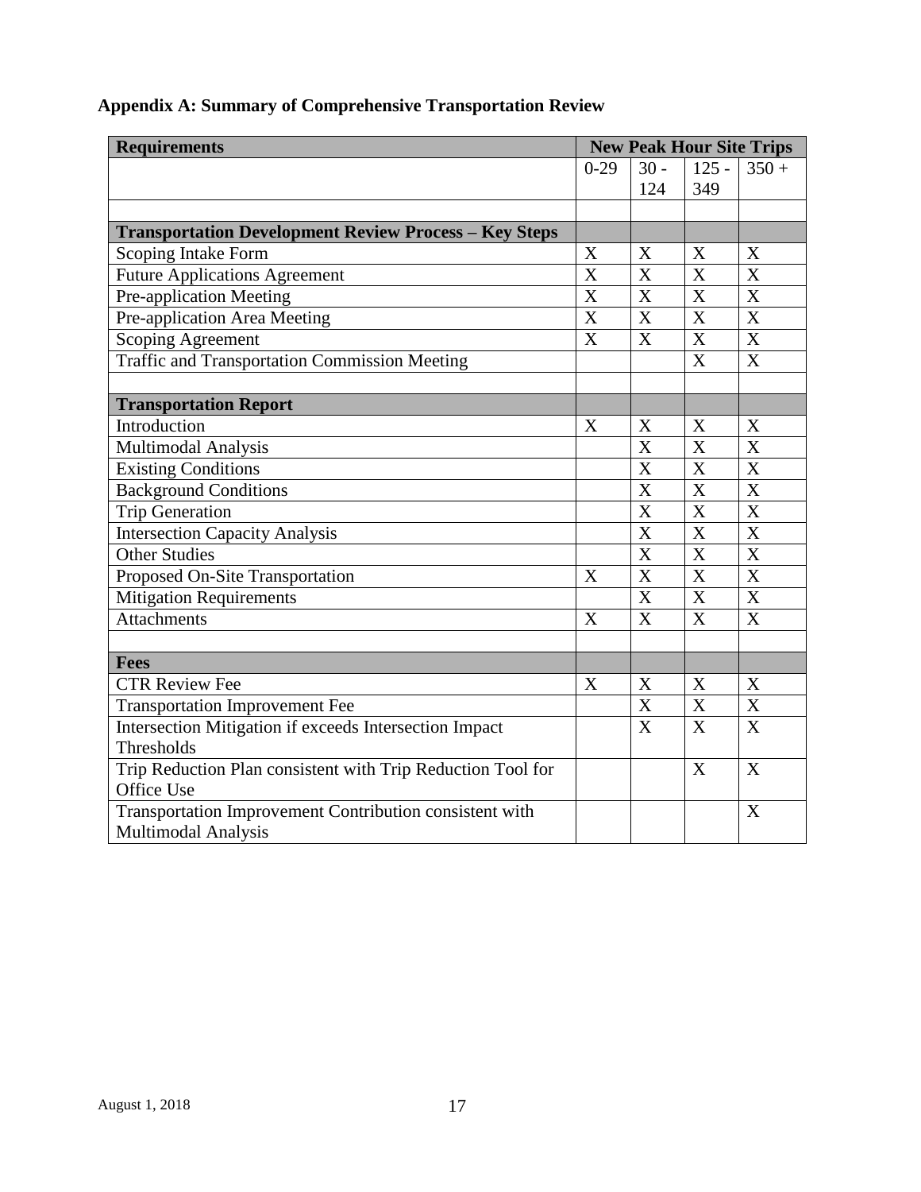## Appendix A: Summary of Comprehensive Transportation Review

| Requirements | New Peak Hour Site Trips | | | |
|---|---|---|---|---|
| | 0-29 | 30 - 124 | 125 - 349 | 350 + |
| | | | | |
| **Transportation Development Review Process – Key Steps** | | | | |
| Scoping Intake Form | X | X | X | X |
| Future Applications Agreement | X | X | X | X |
| Pre-application Meeting | X | X | X | X |
| Pre-application Area Meeting | X | X | X | X |
| Scoping Agreement | X | X | X | X |
| Traffic and Transportation Commission Meeting | | | X | X |
| | | | | |
| **Transportation Report** | | | | |
| Introduction | X | X | X | X |
| Multimodal Analysis | | X | X | X |
| Existing Conditions | | X | X | X |
| Background Conditions | | X | X | X |
| Trip Generation | | X | X | X |
| Intersection Capacity Analysis | | X | X | X |
| Other Studies | | X | X | X |
| Proposed On-Site Transportation | X | X | X | X |
| Mitigation Requirements | | X | X | X |
| Attachments | X | X | X | X |
| | | | | |
| **Fees** | | | | |
| CTR Review Fee | X | X | X | X |
| Transportation Improvement Fee | | X | X | X |
| Intersection Mitigation if exceeds Intersection Impact Thresholds | | X | X | X |
| Trip Reduction Plan consistent with Trip Reduction Tool for Office Use | | | X | X |
| Transportation Improvement Contribution consistent with Multimodal Analysis | | | | X |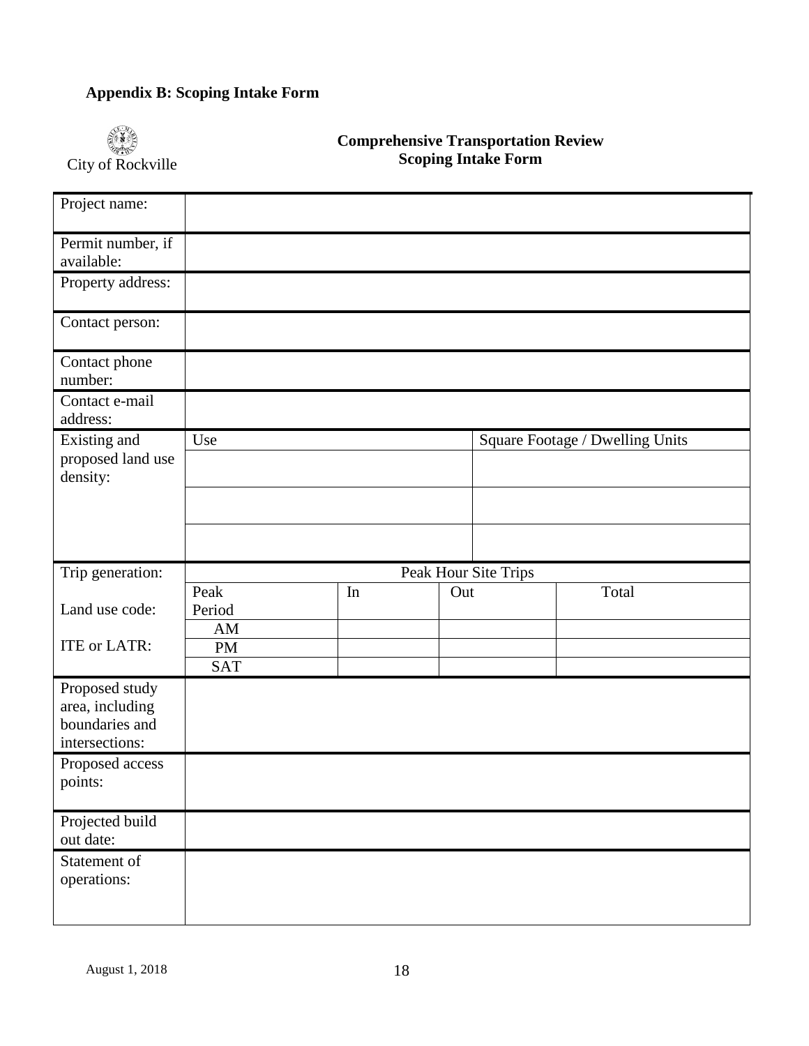## Appendix B: Scoping Intake Form

City of Rockville

**Comprehensive Transportation Review**
**Scoping Intake Form**

| Project name: | | | | |
|---|---|---|---|---|
| Permit number, if available: | | | | |
| Property address: | | | | |
| Contact person: | | | | |
| Contact phone number: | | | | |
| Contact e-mail address: | | | | |
| Existing and proposed land use density: | Use | | | Square Footage / Dwelling Units |
| | | | | |
| | | | | |
| | | | | |
| Trip generation: | Peak Hour Site Trips | | | |
| Land use code: | Peak Period | In | Out | Total |
| ITE or LATR: | AM | | | |
| | PM | | | |
| | SAT | | | |
| Proposed study area, including boundaries and intersections: | | | | |
| Proposed access points: | | | | |
| Projected build out date: | | | | |
| Statement of operations: | | | | |

August 1, 2018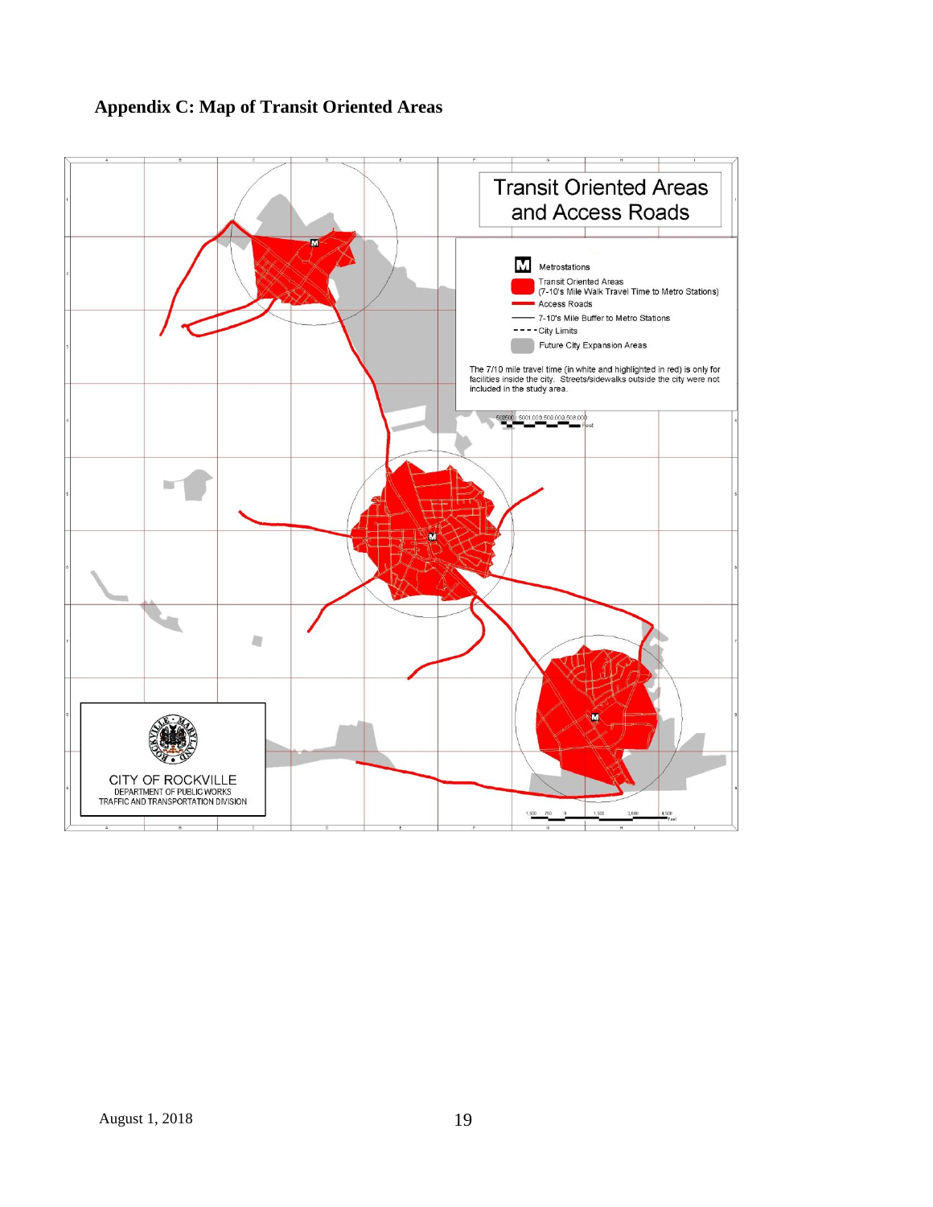## Appendix C: Map of Transit Oriented Areas

Transit Oriented Areas and Access Roads

- Metrostations
- Transit Oriented Areas (7-10's Mile Walk Travel Time to Metro Stations)
- Access Roads
- 7-10's Mile Buffer to Metro Stations
- City Limits
- Future City Expansion Areas

The 7/10 mile travel time (in white and highlighted in red) is only for facilities inside the city. Streets/sidewalks outside the city were not included in the study area.

CITY OF ROCKVILLE
DEPARTMENT OF PUBLIC WORKS
TRAFFIC AND TRANSPORTATION DIVISION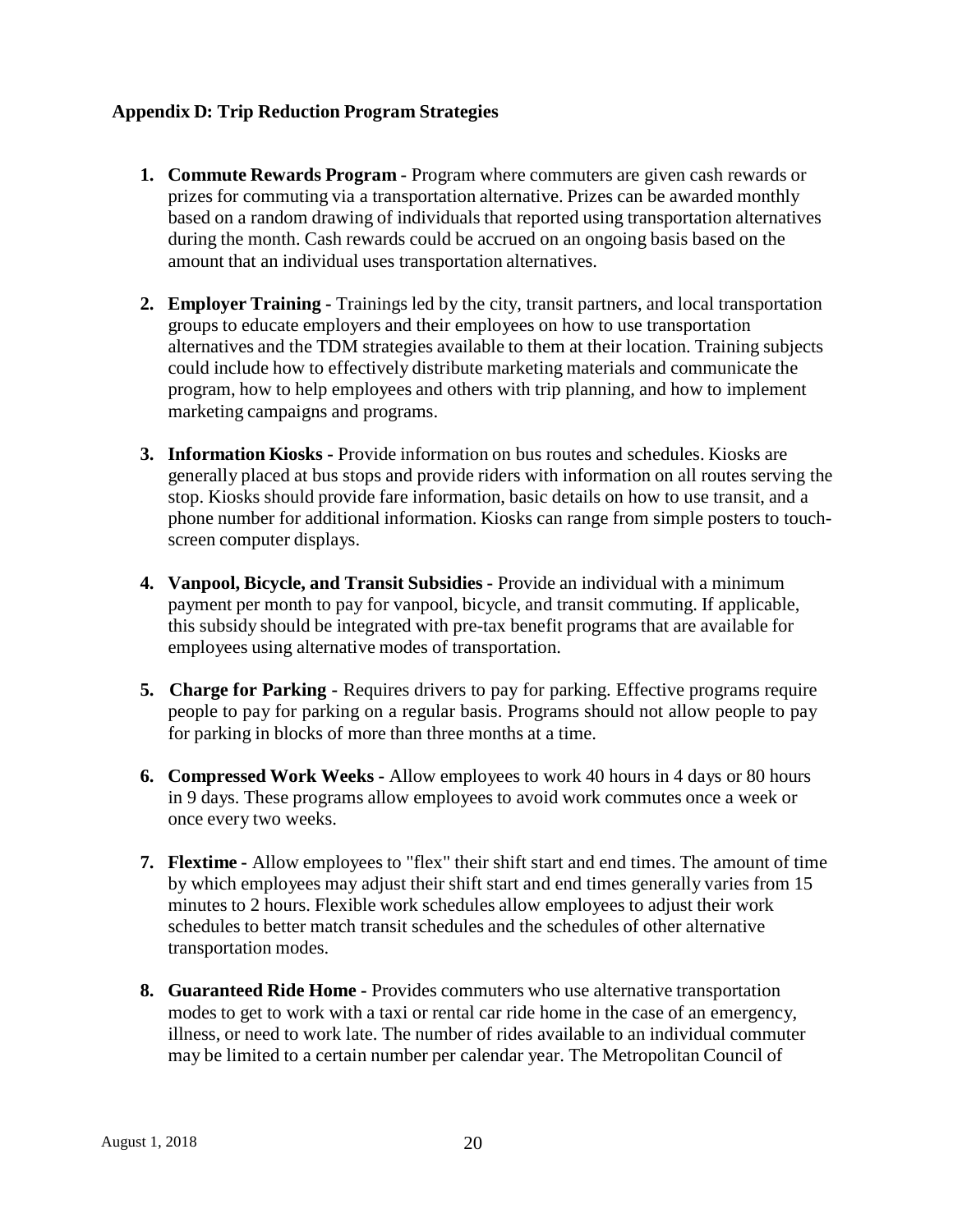## Appendix D: Trip Reduction Program Strategies

1. **Commute Rewards Program -** Program where commuters are given cash rewards or prizes for commuting via a transportation alternative. Prizes can be awarded monthly based on a random drawing of individuals that reported using transportation alternatives during the month. Cash rewards could be accrued on an ongoing basis based on the amount that an individual uses transportation alternatives.

2. **Employer Training -** Trainings led by the city, transit partners, and local transportation groups to educate employers and their employees on how to use transportation alternatives and the TDM strategies available to them at their location. Training subjects could include how to effectively distribute marketing materials and communicate the program, how to help employees and others with trip planning, and how to implement marketing campaigns and programs.

3. **Information Kiosks -** Provide information on bus routes and schedules. Kiosks are generally placed at bus stops and provide riders with information on all routes serving the stop. Kiosks should provide fare information, basic details on how to use transit, and a phone number for additional information. Kiosks can range from simple posters to touch-screen computer displays.

4. **Vanpool, Bicycle, and Transit Subsidies -** Provide an individual with a minimum payment per month to pay for vanpool, bicycle, and transit commuting. If applicable, this subsidy should be integrated with pre-tax benefit programs that are available for employees using alternative modes of transportation.

5. **Charge for Parking -** Requires drivers to pay for parking. Effective programs require people to pay for parking on a regular basis. Programs should not allow people to pay for parking in blocks of more than three months at a time.

6. **Compressed Work Weeks -** Allow employees to work 40 hours in 4 days or 80 hours in 9 days. These programs allow employees to avoid work commutes once a week or once every two weeks.

7. **Flextime -** Allow employees to "flex" their shift start and end times. The amount of time by which employees may adjust their shift start and end times generally varies from 15 minutes to 2 hours. Flexible work schedules allow employees to adjust their work schedules to better match transit schedules and the schedules of other alternative transportation modes.

8. **Guaranteed Ride Home -** Provides commuters who use alternative transportation modes to get to work with a taxi or rental car ride home in the case of an emergency, illness, or need to work late. The number of rides available to an individual commuter may be limited to a certain number per calendar year. The Metropolitan Council of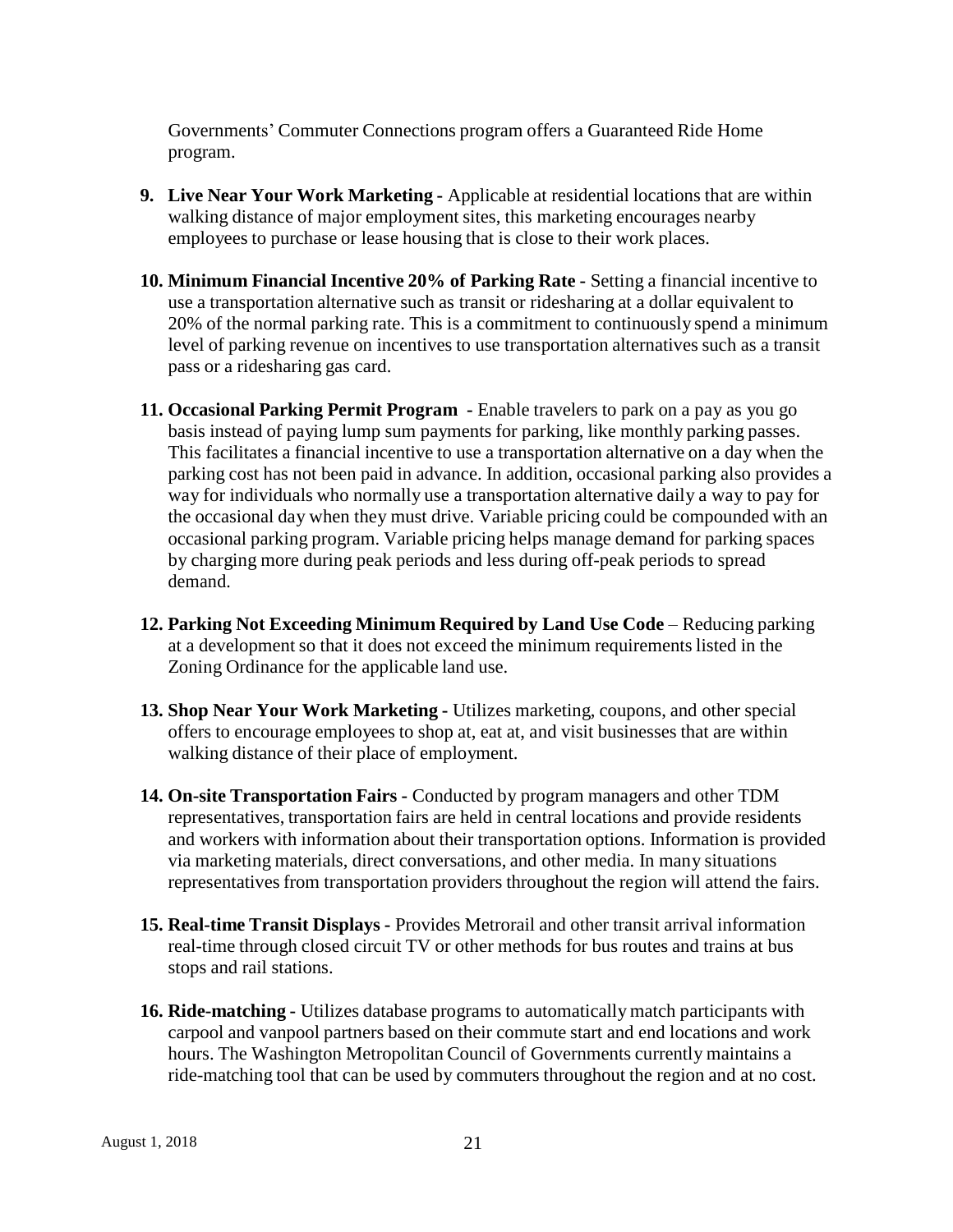Governments' Commuter Connections program offers a Guaranteed Ride Home program.

9. **Live Near Your Work Marketing -** Applicable at residential locations that are within walking distance of major employment sites, this marketing encourages nearby employees to purchase or lease housing that is close to their work places.

10. **Minimum Financial Incentive 20% of Parking Rate -** Setting a financial incentive to use a transportation alternative such as transit or ridesharing at a dollar equivalent to 20% of the normal parking rate. This is a commitment to continuously spend a minimum level of parking revenue on incentives to use transportation alternatives such as a transit pass or a ridesharing gas card.

11. **Occasional Parking Permit Program -** Enable travelers to park on a pay as you go basis instead of paying lump sum payments for parking, like monthly parking passes. This facilitates a financial incentive to use a transportation alternative on a day when the parking cost has not been paid in advance. In addition, occasional parking also provides a way for individuals who normally use a transportation alternative daily a way to pay for the occasional day when they must drive. Variable pricing could be compounded with an occasional parking program. Variable pricing helps manage demand for parking spaces by charging more during peak periods and less during off-peak periods to spread demand.

12. **Parking Not Exceeding Minimum Required by Land Use Code** – Reducing parking at a development so that it does not exceed the minimum requirements listed in the Zoning Ordinance for the applicable land use.

13. **Shop Near Your Work Marketing -** Utilizes marketing, coupons, and other special offers to encourage employees to shop at, eat at, and visit businesses that are within walking distance of their place of employment.

14. **On-site Transportation Fairs -** Conducted by program managers and other TDM representatives, transportation fairs are held in central locations and provide residents and workers with information about their transportation options. Information is provided via marketing materials, direct conversations, and other media. In many situations representatives from transportation providers throughout the region will attend the fairs.

15. **Real-time Transit Displays -** Provides Metrorail and other transit arrival information real-time through closed circuit TV or other methods for bus routes and trains at bus stops and rail stations.

16. **Ride-matching -** Utilizes database programs to automatically match participants with carpool and vanpool partners based on their commute start and end locations and work hours. The Washington Metropolitan Council of Governments currently maintains a ride-matching tool that can be used by commuters throughout the region and at no cost.

August 1, 2018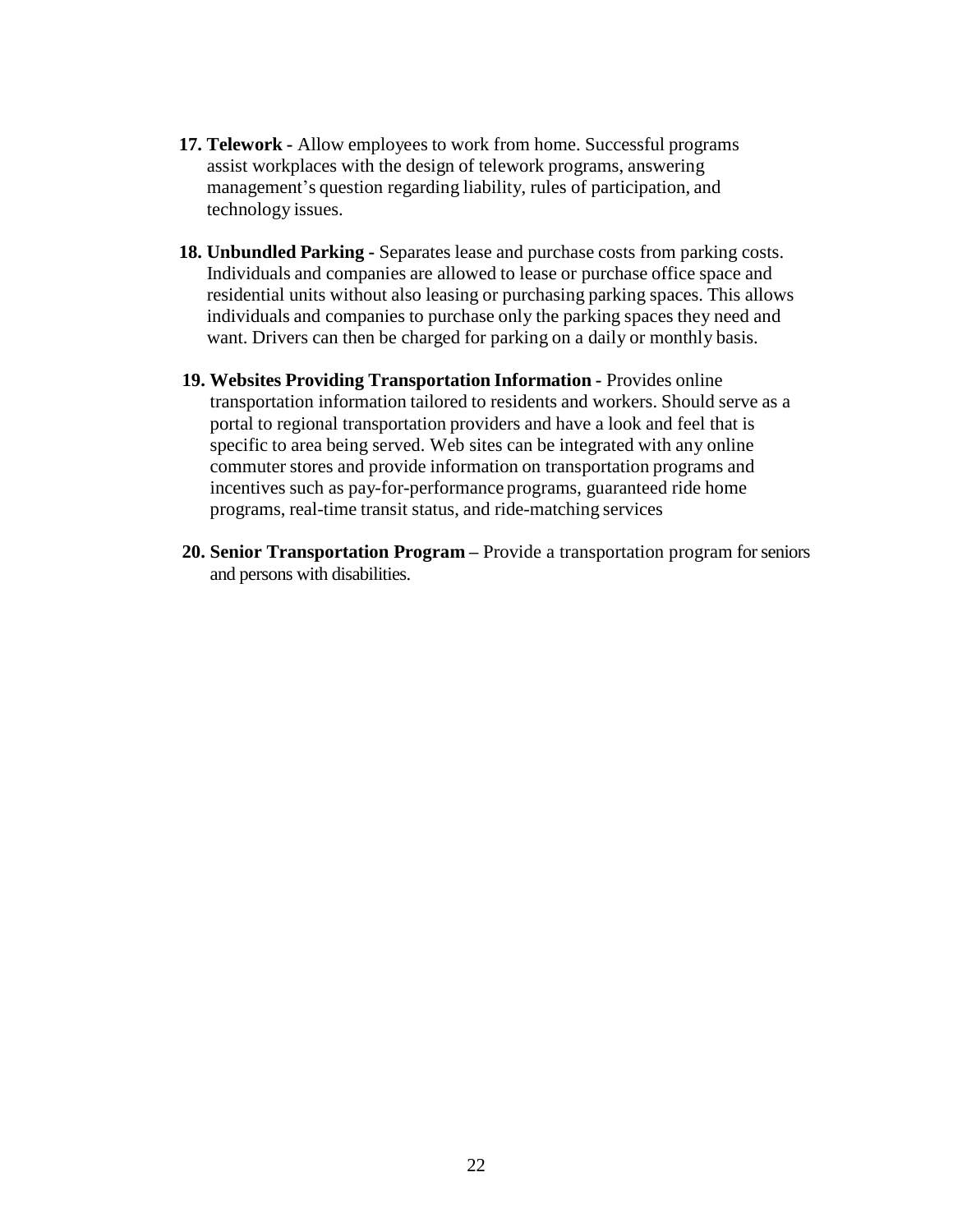17. **Telework -** Allow employees to work from home. Successful programs assist workplaces with the design of telework programs, answering management's question regarding liability, rules of participation, and technology issues.

18. **Unbundled Parking -** Separates lease and purchase costs from parking costs. Individuals and companies are allowed to lease or purchase office space and residential units without also leasing or purchasing parking spaces. This allows individuals and companies to purchase only the parking spaces they need and want. Drivers can then be charged for parking on a daily or monthly basis.

19. **Websites Providing Transportation Information -** Provides online transportation information tailored to residents and workers. Should serve as a portal to regional transportation providers and have a look and feel that is specific to area being served. Web sites can be integrated with any online commuter stores and provide information on transportation programs and incentives such as pay-for-performance programs, guaranteed ride home programs, real-time transit status, and ride-matching services

20. **Senior Transportation Program –** Provide a transportation program for seniors and persons with disabilities.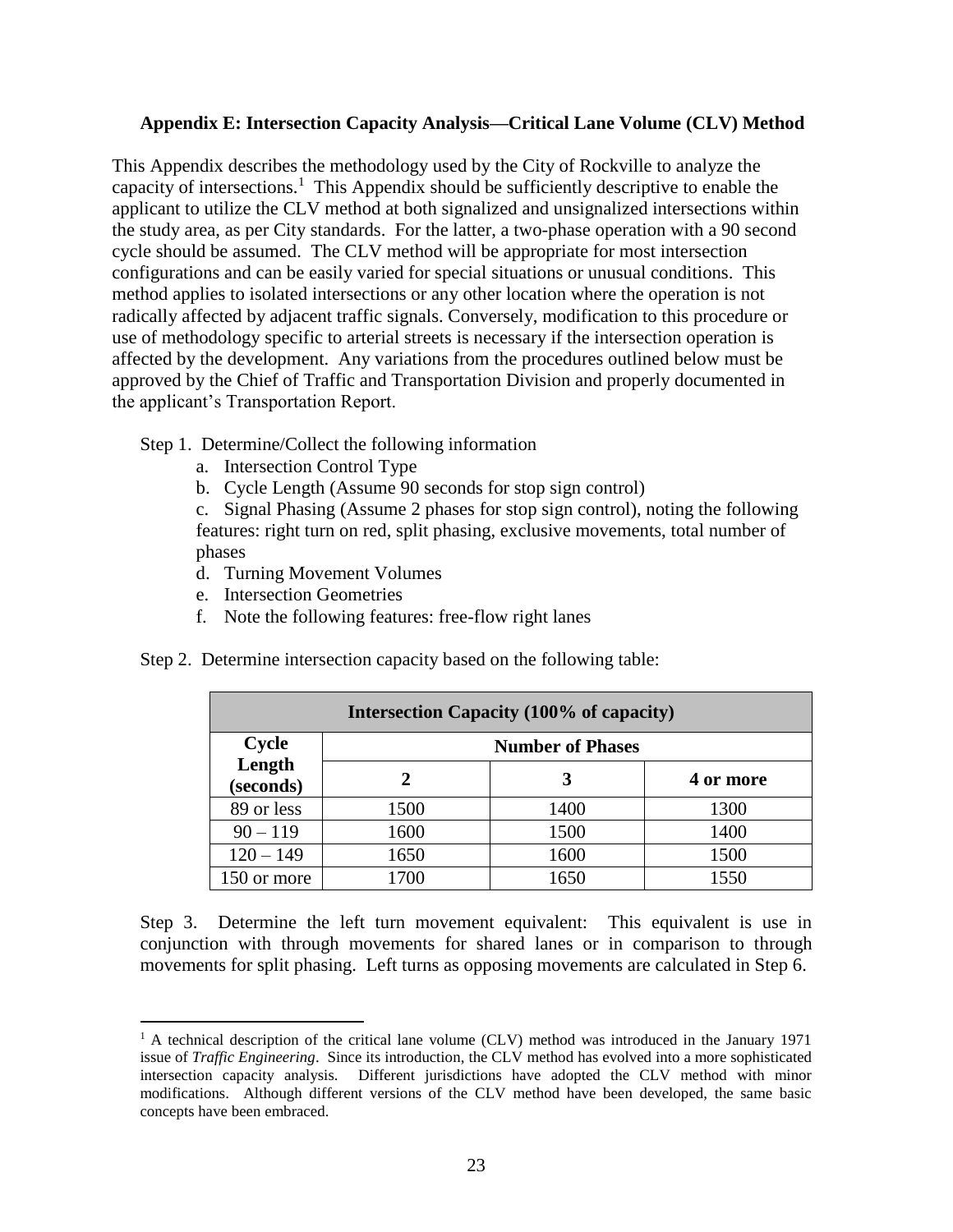**Appendix E: Intersection Capacity Analysis—Critical Lane Volume (CLV) Method**

This Appendix describes the methodology used by the City of Rockville to analyze the capacity of intersections.[1] This Appendix should be sufficiently descriptive to enable the applicant to utilize the CLV method at both signalized and unsignalized intersections within the study area, as per City standards. For the latter, a two-phase operation with a 90 second cycle should be assumed. The CLV method will be appropriate for most intersection configurations and can be easily varied for special situations or unusual conditions. This method applies to isolated intersections or any other location where the operation is not radically affected by adjacent traffic signals. Conversely, modification to this procedure or use of methodology specific to arterial streets is necessary if the intersection operation is affected by the development. Any variations from the procedures outlined below must be approved by the Chief of Traffic and Transportation Division and properly documented in the applicant's Transportation Report.

Step 1. Determine/Collect the following information

a. Intersection Control Type
b. Cycle Length (Assume 90 seconds for stop sign control)
c. Signal Phasing (Assume 2 phases for stop sign control), noting the following features: right turn on red, split phasing, exclusive movements, total number of phases
d. Turning Movement Volumes
e. Intersection Geometries
f. Note the following features: free-flow right lanes

Step 2. Determine intersection capacity based on the following table:

| **Intersection Capacity (100% of capacity)** | | | |
|---|---|---|---|
| **Cycle Length (seconds)** | **Number of Phases** | | |
| | **2** | **3** | **4 or more** |
| 89 or less | 1500 | 1400 | 1300 |
| 90 – 119 | 1600 | 1500 | 1400 |
| 120 – 149 | 1650 | 1600 | 1500 |
| 150 or more | 1700 | 1650 | 1550 |

Step 3. Determine the left turn movement equivalent: This equivalent is use in conjunction with through movements for shared lanes or in comparison to through movements for split phasing. Left turns as opposing movements are calculated in Step 6.

---

[1] A technical description of the critical lane volume (CLV) method was introduced in the January 1971 issue of *Traffic Engineering*. Since its introduction, the CLV method has evolved into a more sophisticated intersection capacity analysis. Different jurisdictions have adopted the CLV method with minor modifications. Although different versions of the CLV method have been developed, the same basic concepts have been embraced.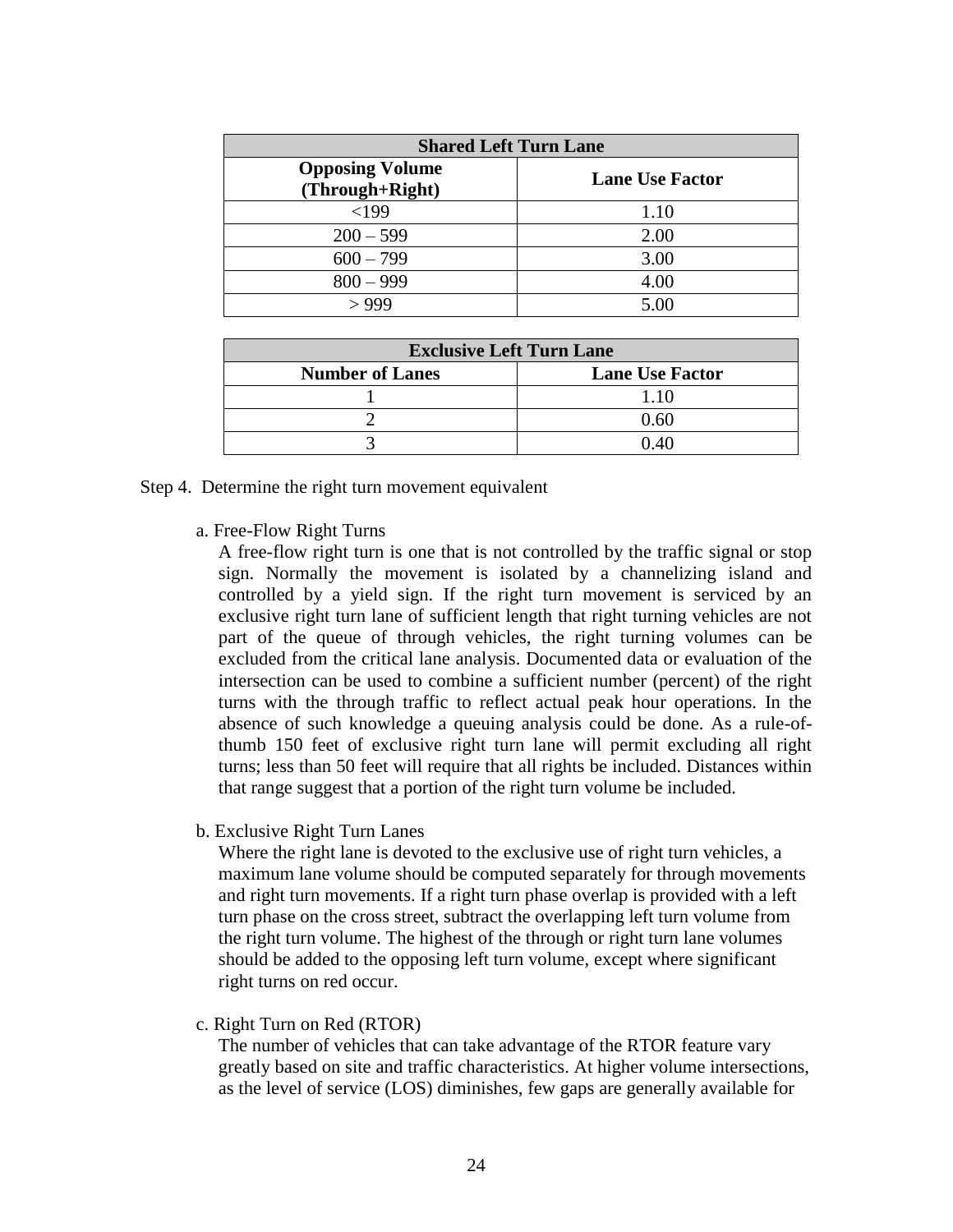| Shared Left Turn Lane | |
|---|---|
| **Opposing Volume (Through+Right)** | **Lane Use Factor** |
| <199 | 1.10 |
| 200 – 599 | 2.00 |
| 600 – 799 | 3.00 |
| 800 – 999 | 4.00 |
| > 999 | 5.00 |

| Exclusive Left Turn Lane | |
|---|---|
| **Number of Lanes** | **Lane Use Factor** |
| 1 | 1.10 |
| 2 | 0.60 |
| 3 | 0.40 |

Step 4. Determine the right turn movement equivalent

a. Free-Flow Right Turns

A free-flow right turn is one that is not controlled by the traffic signal or stop sign. Normally the movement is isolated by a channelizing island and controlled by a yield sign. If the right turn movement is serviced by an exclusive right turn lane of sufficient length that right turning vehicles are not part of the queue of through vehicles, the right turning volumes can be excluded from the critical lane analysis. Documented data or evaluation of the intersection can be used to combine a sufficient number (percent) of the right turns with the through traffic to reflect actual peak hour operations. In the absence of such knowledge a queuing analysis could be done. As a rule-of-thumb 150 feet of exclusive right turn lane will permit excluding all right turns; less than 50 feet will require that all rights be included. Distances within that range suggest that a portion of the right turn volume be included.

b. Exclusive Right Turn Lanes

Where the right lane is devoted to the exclusive use of right turn vehicles, a maximum lane volume should be computed separately for through movements and right turn movements. If a right turn phase overlap is provided with a left turn phase on the cross street, subtract the overlapping left turn volume from the right turn volume. The highest of the through or right turn lane volumes should be added to the opposing left turn volume, except where significant right turns on red occur.

c. Right Turn on Red (RTOR)

The number of vehicles that can take advantage of the RTOR feature vary greatly based on site and traffic characteristics. At higher volume intersections, as the level of service (LOS) diminishes, few gaps are generally available for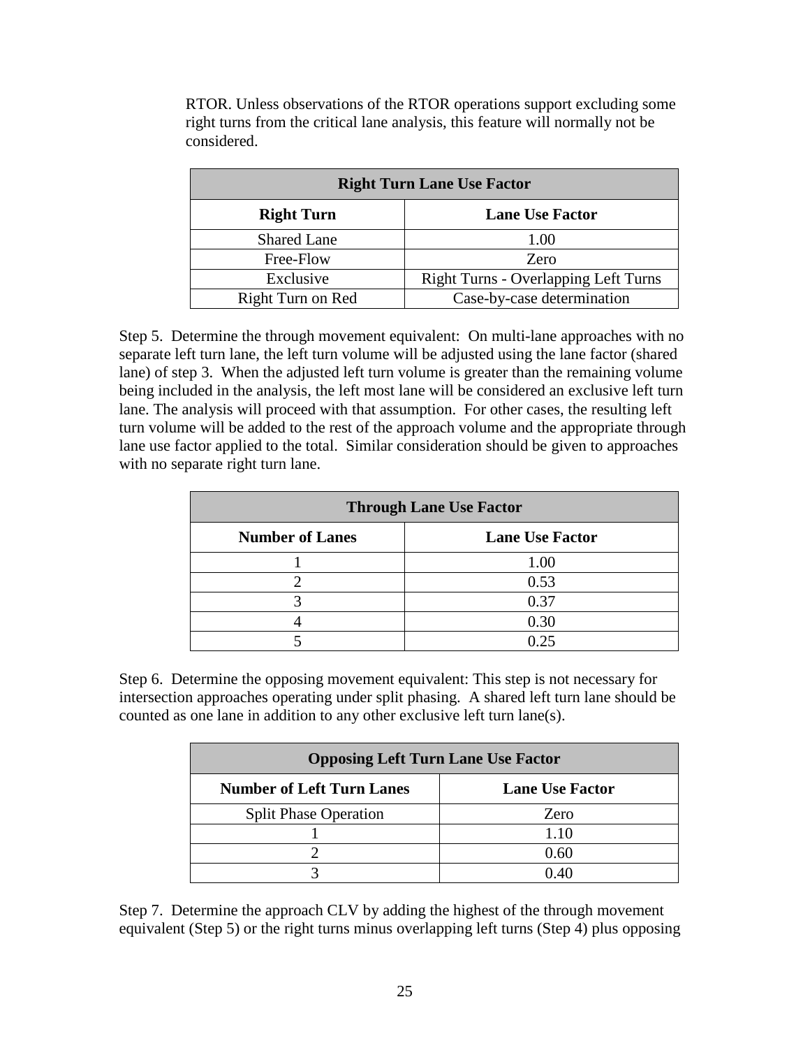RTOR. Unless observations of the RTOR operations support excluding some right turns from the critical lane analysis, this feature will normally not be considered.

| Right Turn Lane Use Factor | |
|---|---|
| **Right Turn** | **Lane Use Factor** |
| Shared Lane | 1.00 |
| Free-Flow | Zero |
| Exclusive | Right Turns - Overlapping Left Turns |
| Right Turn on Red | Case-by-case determination |

Step 5. Determine the through movement equivalent: On multi-lane approaches with no separate left turn lane, the left turn volume will be adjusted using the lane factor (shared lane) of step 3. When the adjusted left turn volume is greater than the remaining volume being included in the analysis, the left most lane will be considered an exclusive left turn lane. The analysis will proceed with that assumption. For other cases, the resulting left turn volume will be added to the rest of the approach volume and the appropriate through lane use factor applied to the total. Similar consideration should be given to approaches with no separate right turn lane.

| Through Lane Use Factor | |
|---|---|
| **Number of Lanes** | **Lane Use Factor** |
| 1 | 1.00 |
| 2 | 0.53 |
| 3 | 0.37 |
| 4 | 0.30 |
| 5 | 0.25 |

Step 6. Determine the opposing movement equivalent: This step is not necessary for intersection approaches operating under split phasing. A shared left turn lane should be counted as one lane in addition to any other exclusive left turn lane(s).

| Opposing Left Turn Lane Use Factor | |
|---|---|
| **Number of Left Turn Lanes** | **Lane Use Factor** |
| Split Phase Operation | Zero |
| 1 | 1.10 |
| 2 | 0.60 |
| 3 | 0.40 |

Step 7. Determine the approach CLV by adding the highest of the through movement equivalent (Step 5) or the right turns minus overlapping left turns (Step 4) plus opposing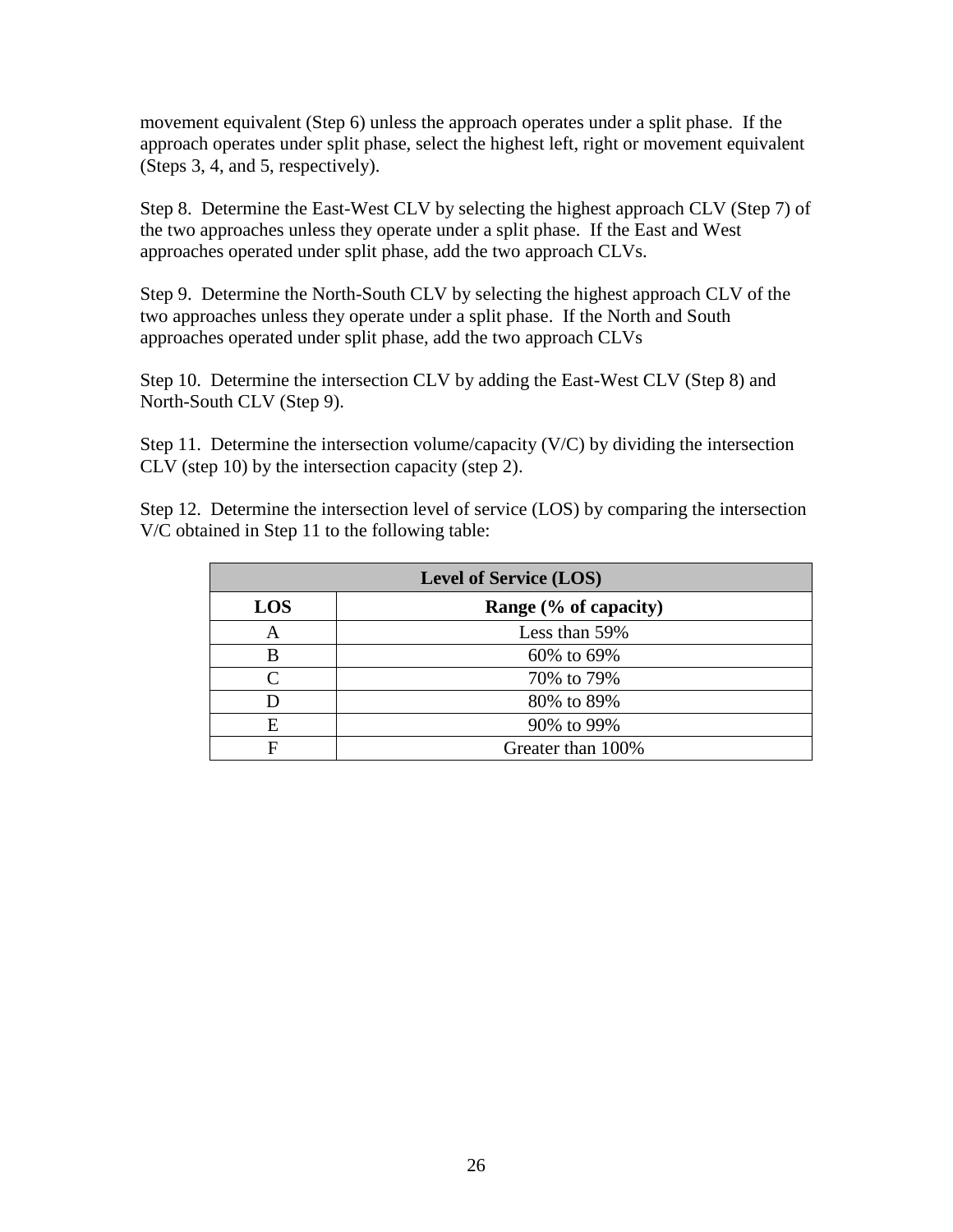movement equivalent (Step 6) unless the approach operates under a split phase.  If the approach operates under split phase, select the highest left, right or movement equivalent (Steps 3, 4, and 5, respectively).

Step 8.  Determine the East-West CLV by selecting the highest approach CLV (Step 7) of the two approaches unless they operate under a split phase.  If the East and West approaches operated under split phase, add the two approach CLVs.

Step 9.  Determine the North-South CLV by selecting the highest approach CLV of the two approaches unless they operate under a split phase.  If the North and South approaches operated under split phase, add the two approach CLVs

Step 10.  Determine the intersection CLV by adding the East-West CLV (Step 8) and North-South CLV (Step 9).

Step 11.  Determine the intersection volume/capacity (V/C) by dividing the intersection CLV (step 10) by the intersection capacity (step 2).

Step 12.  Determine the intersection level of service (LOS) by comparing the intersection V/C obtained in Step 11 to the following table:

| **Level of Service (LOS)** | |
|---|---|
| **LOS** | **Range (% of capacity)** |
| A | Less than 59% |
| B | 60% to 69% |
| C | 70% to 79% |
| D | 80% to 89% |
| E | 90% to 99% |
| F | Greater than 100% |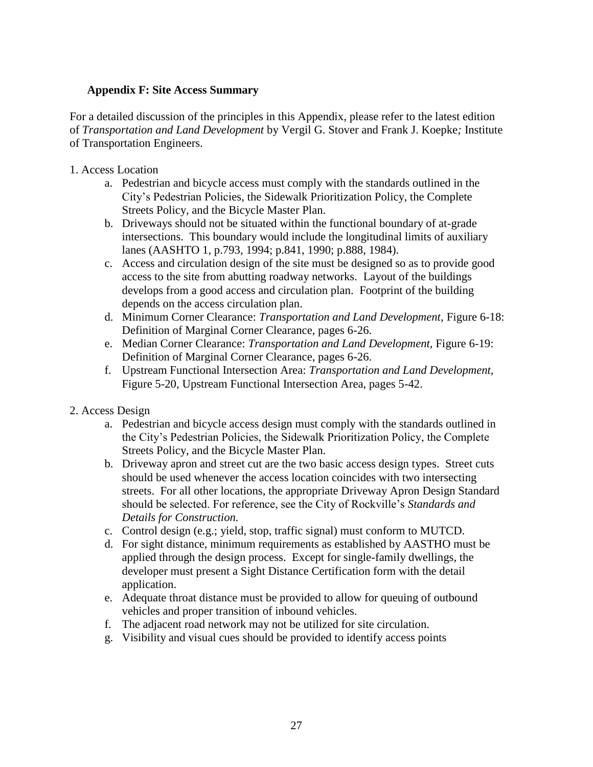## Appendix F: Site Access Summary

For a detailed discussion of the principles in this Appendix, please refer to the latest edition of *Transportation and Land Development* by Vergil G. Stover and Frank J. Koepke*;* Institute of Transportation Engineers.

1. Access Location
   a. Pedestrian and bicycle access must comply with the standards outlined in the City's Pedestrian Policies, the Sidewalk Prioritization Policy, the Complete Streets Policy, and the Bicycle Master Plan.
   b. Driveways should not be situated within the functional boundary of at-grade intersections. This boundary would include the longitudinal limits of auxiliary lanes (AASHTO 1, p.793, 1994; p.841, 1990; p.888, 1984).
   c. Access and circulation design of the site must be designed so as to provide good access to the site from abutting roadway networks. Layout of the buildings develops from a good access and circulation plan. Footprint of the building depends on the access circulation plan.
   d. Minimum Corner Clearance: *Transportation and Land Development*, Figure 6-18: Definition of Marginal Corner Clearance, pages 6-26.
   e. Median Corner Clearance: *Transportation and Land Development*, Figure 6-19: Definition of Marginal Corner Clearance, pages 6-26.
   f. Upstream Functional Intersection Area: *Transportation and Land Development*, Figure 5-20, Upstream Functional Intersection Area, pages 5-42.

2. Access Design
   a. Pedestrian and bicycle access design must comply with the standards outlined in the City's Pedestrian Policies, the Sidewalk Prioritization Policy, the Complete Streets Policy, and the Bicycle Master Plan.
   b. Driveway apron and street cut are the two basic access design types. Street cuts should be used whenever the access location coincides with two intersecting streets. For all other locations, the appropriate Driveway Apron Design Standard should be selected. For reference, see the City of Rockville's *Standards and Details for Construction.*
   c. Control design (e.g.; yield, stop, traffic signal) must conform to MUTCD.
   d. For sight distance, minimum requirements as established by AASTHO must be applied through the design process. Except for single-family dwellings, the developer must present a Sight Distance Certification form with the detail application.
   e. Adequate throat distance must be provided to allow for queuing of outbound vehicles and proper transition of inbound vehicles.
   f. The adjacent road network may not be utilized for site circulation.
   g. Visibility and visual cues should be provided to identify access points